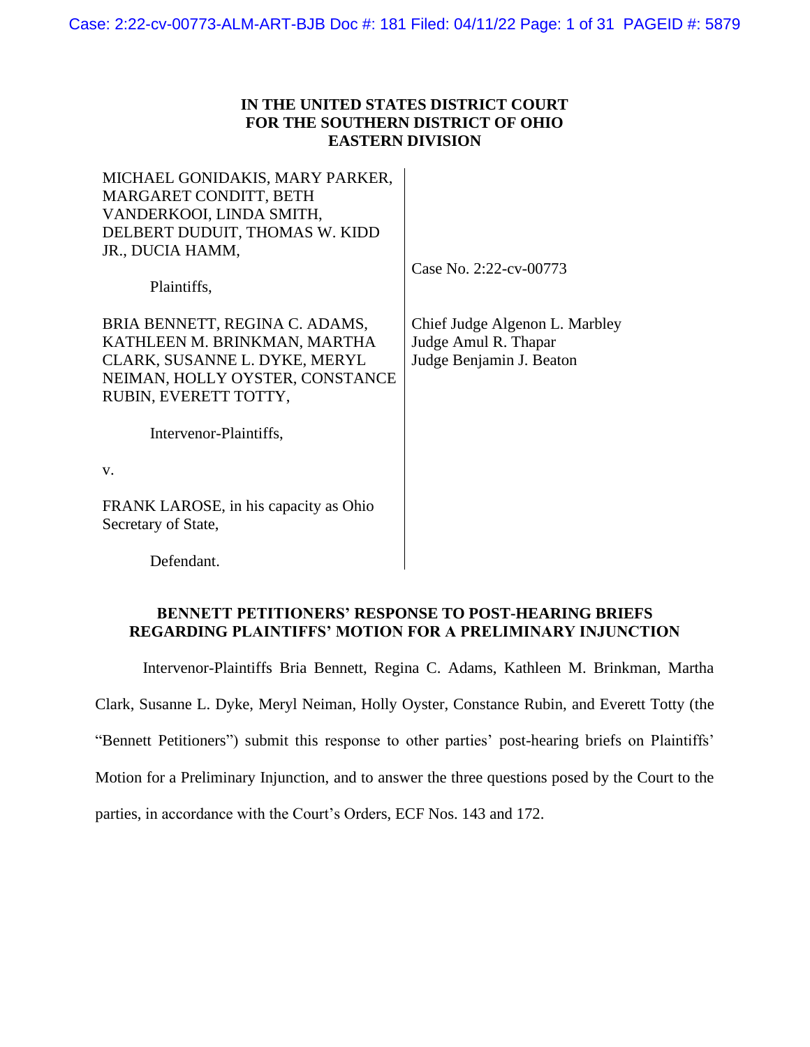**IN THE UNITED STATES DISTRICT COURT**
**FOR THE SOUTHERN DISTRICT OF OHIO**
**EASTERN DIVISION**

MICHAEL GONIDAKIS, MARY PARKER, MARGARET CONDITT, BETH VANDERKOOI, LINDA SMITH, DELBERT DUDUIT, THOMAS W. KIDD JR., DUCIA HAMM,

Plaintiffs,

BRIA BENNETT, REGINA C. ADAMS, KATHLEEN M. BRINKMAN, MARTHA CLARK, SUSANNE L. DYKE, MERYL NEIMAN, HOLLY OYSTER, CONSTANCE RUBIN, EVERETT TOTTY,

Intervenor-Plaintiffs,

v.

FRANK LAROSE, in his capacity as Ohio Secretary of State,

Defendant.

Case No. 2:22-cv-00773

Chief Judge Algenon L. Marbley
Judge Amul R. Thapar
Judge Benjamin J. Beaton

**BENNETT PETITIONERS' RESPONSE TO POST-HEARING BRIEFS REGARDING PLAINTIFFS' MOTION FOR A PRELIMINARY INJUNCTION**

Intervenor-Plaintiffs Bria Bennett, Regina C. Adams, Kathleen M. Brinkman, Martha Clark, Susanne L. Dyke, Meryl Neiman, Holly Oyster, Constance Rubin, and Everett Totty (the "Bennett Petitioners") submit this response to other parties' post-hearing briefs on Plaintiffs' Motion for a Preliminary Injunction, and to answer the three questions posed by the Court to the parties, in accordance with the Court's Orders, ECF Nos. 143 and 172.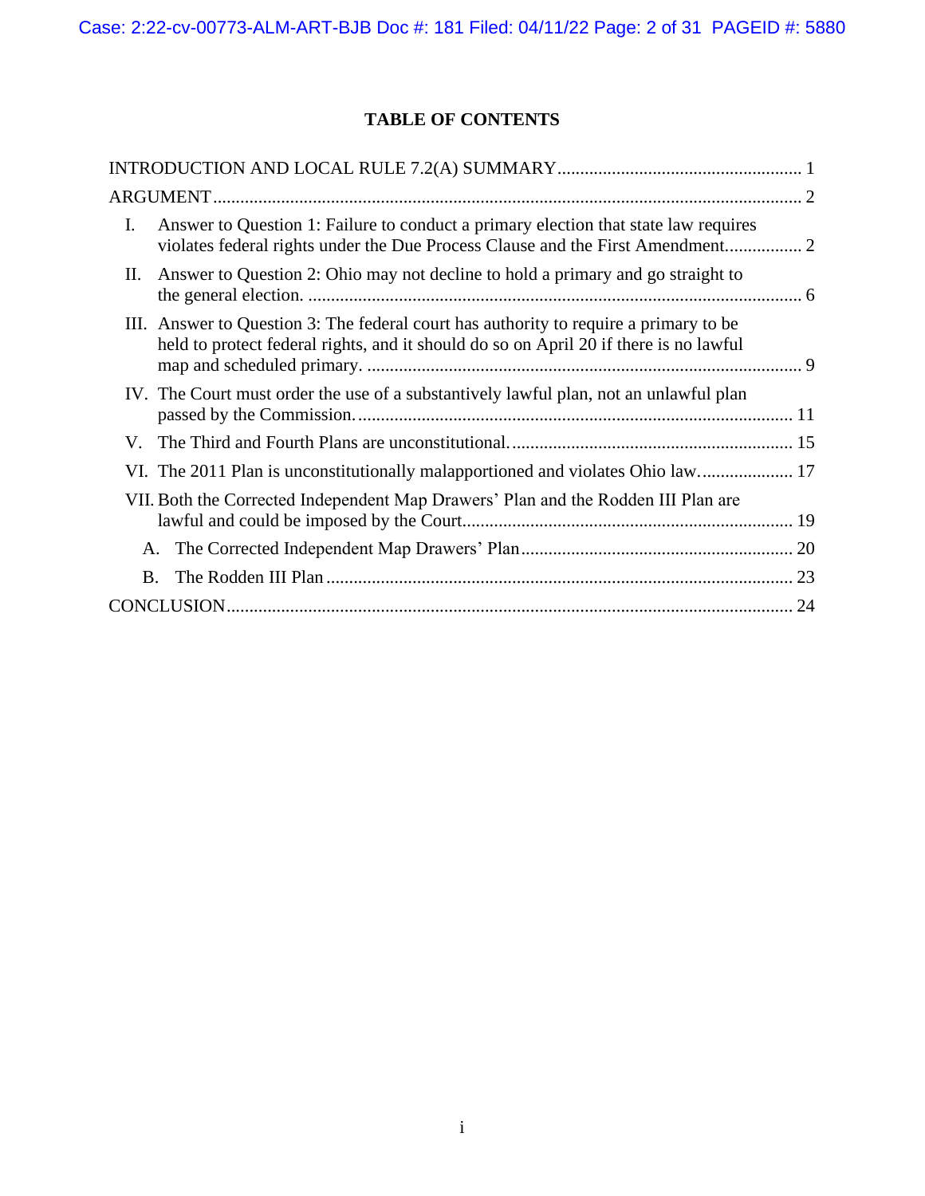# TABLE OF CONTENTS

INTRODUCTION AND LOCAL RULE 7.2(A) SUMMARY ..................... 1

ARGUMENT ..................... 2

- I. Answer to Question 1: Failure to conduct a primary election that state law requires violates federal rights under the Due Process Clause and the First Amendment ..................... 2
- II. Answer to Question 2: Ohio may not decline to hold a primary and go straight to the general election. ..................... 6
- III. Answer to Question 3: The federal court has authority to require a primary to be held to protect federal rights, and it should do so on April 20 if there is no lawful map and scheduled primary. ..................... 9
- IV. The Court must order the use of a substantively lawful plan, not an unlawful plan passed by the Commission. ..................... 11
- V. The Third and Fourth Plans are unconstitutional. ..................... 15
- VI. The 2011 Plan is unconstitutionally malapportioned and violates Ohio law. ..................... 17
- VII. Both the Corrected Independent Map Drawers' Plan and the Rodden III Plan are lawful and could be imposed by the Court ..................... 19
  - A. The Corrected Independent Map Drawers' Plan ..................... 20
  - B. The Rodden III Plan ..................... 23

CONCLUSION ..................... 24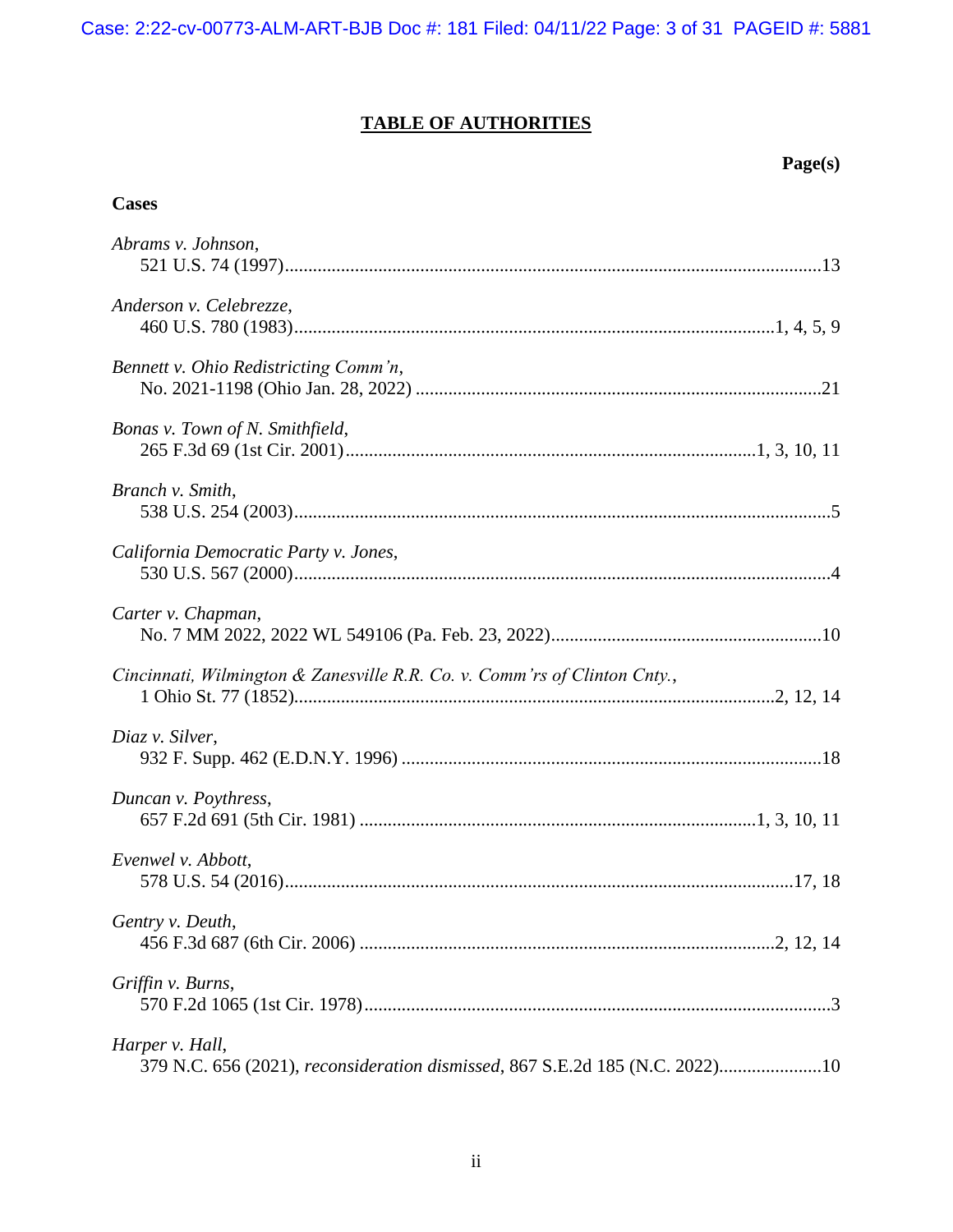## TABLE OF AUTHORITIES

**Page(s)**

**Cases**

*Abrams v. Johnson*,
521 U.S. 74 (1997) ........ 13

*Anderson v. Celebrezze*,
460 U.S. 780 (1983) ........ 1, 4, 5, 9

*Bennett v. Ohio Redistricting Comm'n*,
No. 2021-1198 (Ohio Jan. 28, 2022) ........ 21

*Bonas v. Town of N. Smithfield*,
265 F.3d 69 (1st Cir. 2001) ........ 1, 3, 10, 11

*Branch v. Smith*,
538 U.S. 254 (2003) ........ 5

*California Democratic Party v. Jones*,
530 U.S. 567 (2000) ........ 4

*Carter v. Chapman*,
No. 7 MM 2022, 2022 WL 549106 (Pa. Feb. 23, 2022) ........ 10

*Cincinnati, Wilmington & Zanesville R.R. Co. v. Comm'rs of Clinton Cnty.*,
1 Ohio St. 77 (1852) ........ 2, 12, 14

*Diaz v. Silver*,
932 F. Supp. 462 (E.D.N.Y. 1996) ........ 18

*Duncan v. Poythress*,
657 F.2d 691 (5th Cir. 1981) ........ 1, 3, 10, 11

*Evenwel v. Abbott*,
578 U.S. 54 (2016) ........ 17, 18

*Gentry v. Deuth*,
456 F.3d 687 (6th Cir. 2006) ........ 2, 12, 14

*Griffin v. Burns*,
570 F.2d 1065 (1st Cir. 1978) ........ 3

*Harper v. Hall*,
379 N.C. 656 (2021), *reconsideration dismissed*, 867 S.E.2d 185 (N.C. 2022) ........ 10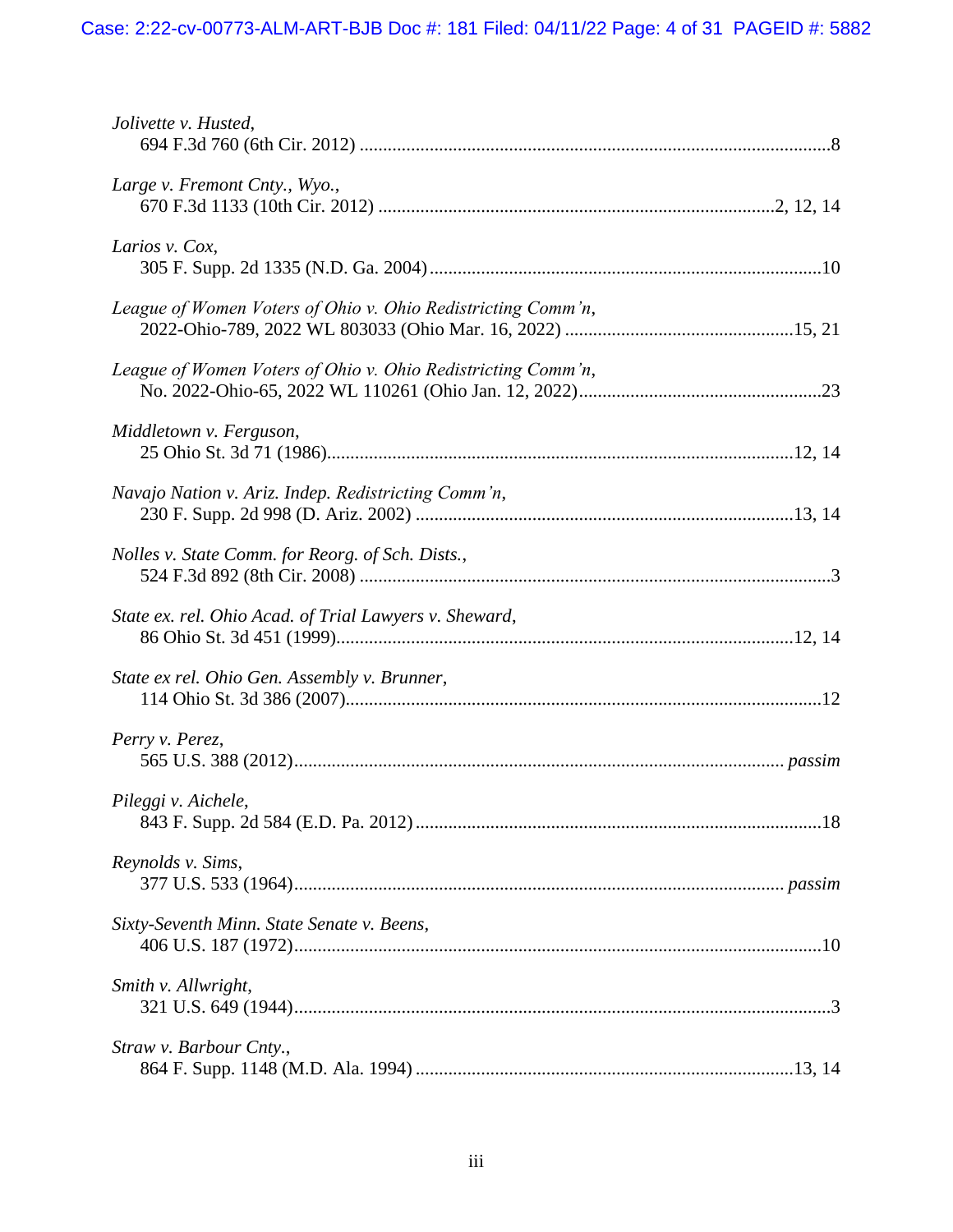*Jolivette v. Husted*,
694 F.3d 760 (6th Cir. 2012) ....................................................................................................8

*Large v. Fremont Cnty., Wyo.*,
670 F.3d 1133 (10th Cir. 2012) ...................................................................................2, 12, 14

*Larios v. Cox*,
305 F. Supp. 2d 1335 (N.D. Ga. 2004) ...................................................................................10

*League of Women Voters of Ohio v. Ohio Redistricting Comm'n*,
2022-Ohio-789, 2022 WL 803033 (Ohio Mar. 16, 2022) ................................................15, 21

*League of Women Voters of Ohio v. Ohio Redistricting Comm'n*,
No. 2022-Ohio-65, 2022 WL 110261 (Ohio Jan. 12, 2022)...................................................23

*Middletown v. Ferguson*,
25 Ohio St. 3d 71 (1986)...................................................................................................12, 14

*Navajo Nation v. Ariz. Indep. Redistricting Comm'n*,
230 F. Supp. 2d 998 (D. Ariz. 2002) ...............................................................................13, 14

*Nolles v. State Comm. for Reorg. of Sch. Dists.*,
524 F.3d 892 (8th Cir. 2008) ....................................................................................................3

*State ex. rel. Ohio Acad. of Trial Lawyers v. Sheward*,
86 Ohio St. 3d 451 (1999).................................................................................................12, 14

*State ex rel. Ohio Gen. Assembly v. Brunner*,
114 Ohio St. 3d 386 (2007)......................................................................................................12

*Perry v. Perez*,
565 U.S. 388 (2012)........................................................................................................ *passim*

*Pileggi v. Aichele*,
843 F. Supp. 2d 584 (E.D. Pa. 2012) ......................................................................................18

*Reynolds v. Sims*,
377 U.S. 533 (1964)........................................................................................................ *passim*

*Sixty-Seventh Minn. State Senate v. Beens*,
406 U.S. 187 (1972)................................................................................................................10

*Smith v. Allwright*,
321 U.S. 649 (1944)..................................................................................................................3

*Straw v. Barbour Cnty.*,
864 F. Supp. 1148 (M.D. Ala. 1994) ................................................................................13, 14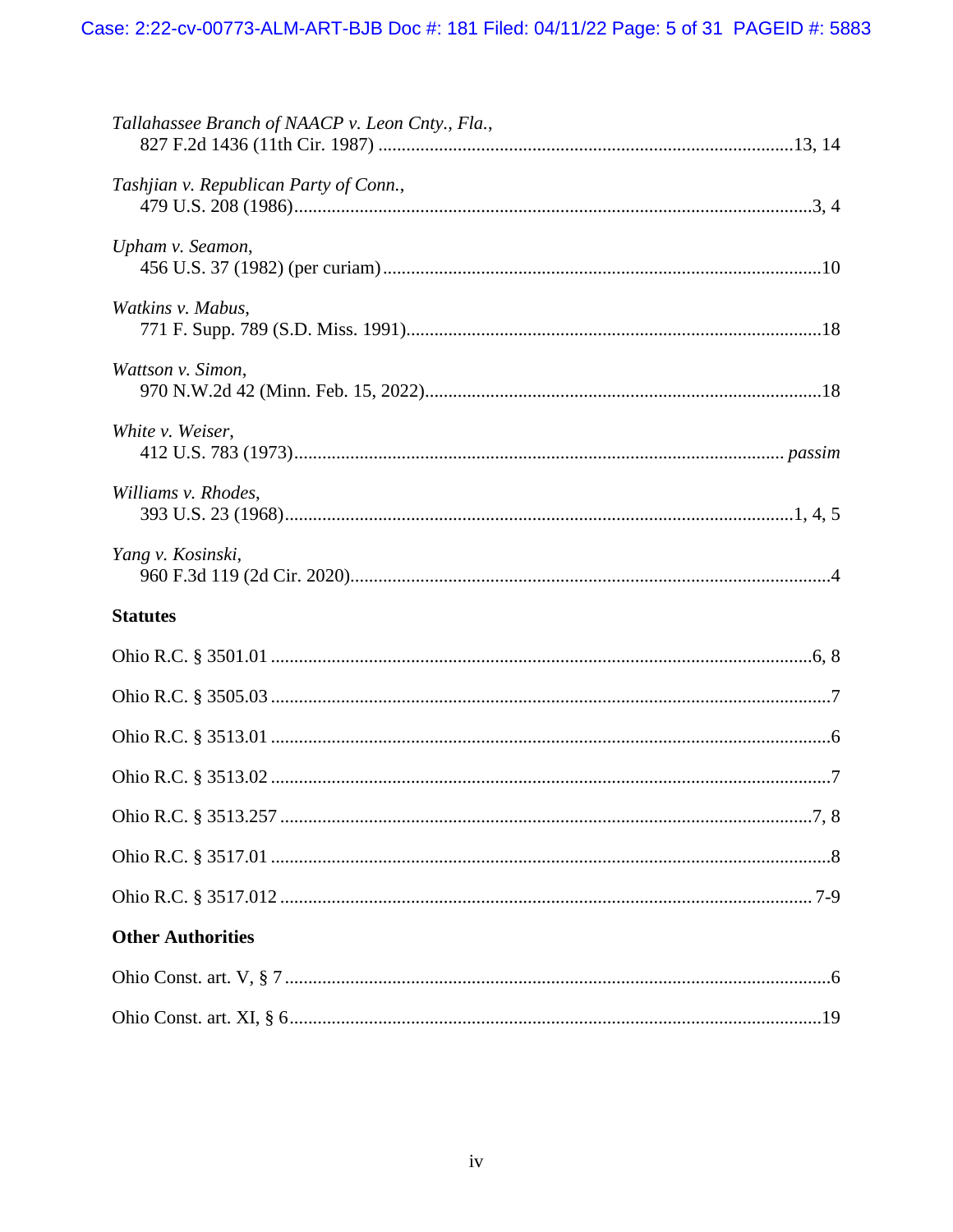*Tallahassee Branch of NAACP v. Leon Cnty., Fla.*,
827 F.2d 1436 (11th Cir. 1987) ........................................................................................13, 14

*Tashjian v. Republican Party of Conn.*,
479 U.S. 208 (1986)..............................................................................................................3, 4

*Upham v. Seamon*,
456 U.S. 37 (1982) (per curiam).............................................................................................10

*Watkins v. Mabus*,
771 F. Supp. 789 (S.D. Miss. 1991)........................................................................................18

*Wattson v. Simon*,
970 N.W.2d 42 (Minn. Feb. 15, 2022)....................................................................................18

*White v. Weiser*,
412 U.S. 783 (1973)........................................................................................................ *passim*

*Williams v. Rhodes*,
393 U.S. 23 (1968)...........................................................................................................1, 4, 5

*Yang v. Kosinski*,
960 F.3d 119 (2d Cir. 2020)......................................................................................................4

**Statutes**

Ohio R.C. § 3501.01 ..................................................................................................................6, 8

Ohio R.C. § 3505.03 .......................................................................................................................7

Ohio R.C. § 3513.01 .......................................................................................................................6

Ohio R.C. § 3513.02 .......................................................................................................................7

Ohio R.C. § 3513.257 ................................................................................................................7, 8

Ohio R.C. § 3517.01 .......................................................................................................................8

Ohio R.C. § 3517.012 ................................................................................................................ 7-9

**Other Authorities**

Ohio Const. art. V, § 7 ....................................................................................................................6

Ohio Const. art. XI, § 6 .................................................................................................................19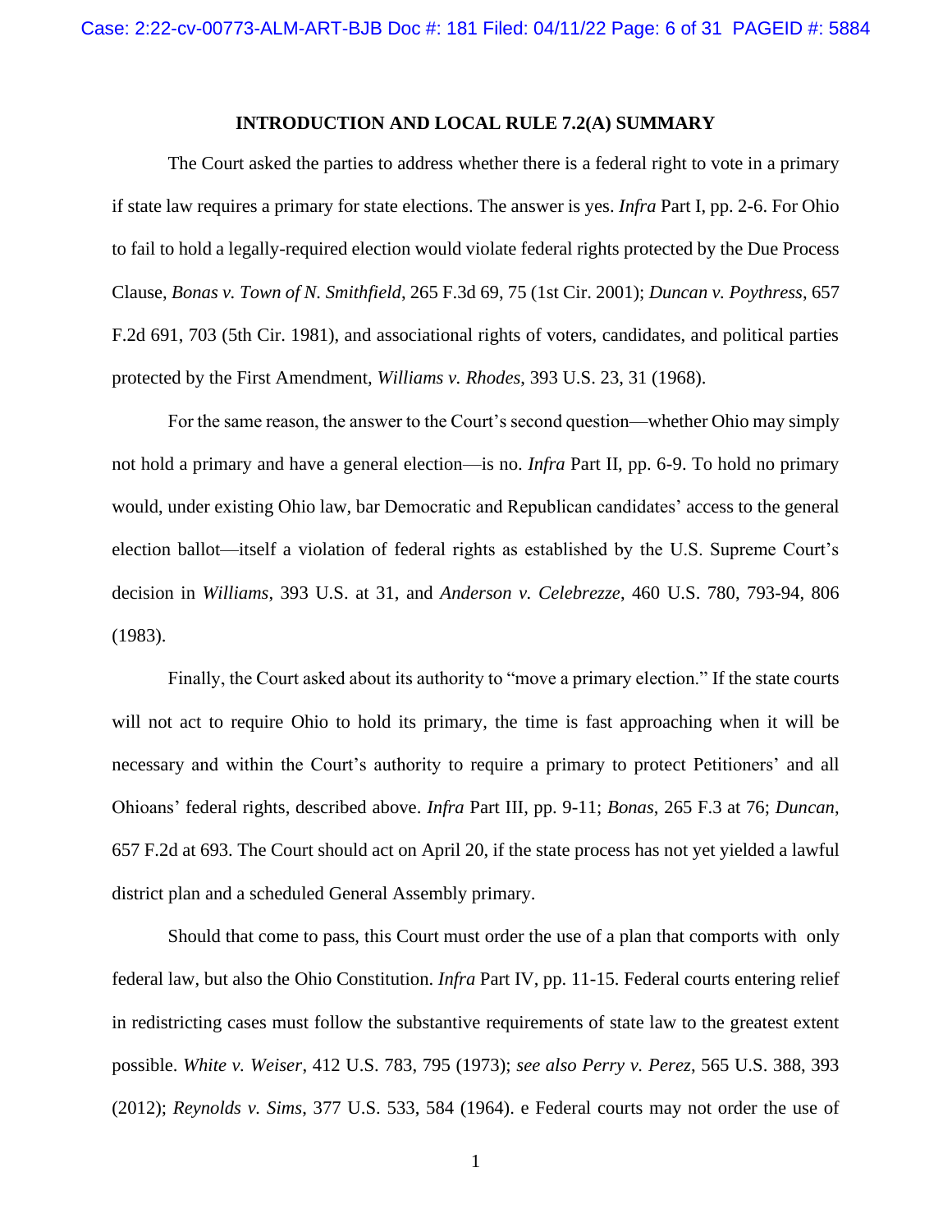## INTRODUCTION AND LOCAL RULE 7.2(A) SUMMARY

The Court asked the parties to address whether there is a federal right to vote in a primary if state law requires a primary for state elections. The answer is yes. *Infra* Part I, pp. 2-6. For Ohio to fail to hold a legally-required election would violate federal rights protected by the Due Process Clause, *Bonas v. Town of N. Smithfield*, 265 F.3d 69, 75 (1st Cir. 2001); *Duncan v. Poythress*, 657 F.2d 691, 703 (5th Cir. 1981), and associational rights of voters, candidates, and political parties protected by the First Amendment, *Williams v. Rhodes*, 393 U.S. 23, 31 (1968).

For the same reason, the answer to the Court's second question—whether Ohio may simply not hold a primary and have a general election—is no. *Infra* Part II, pp. 6-9. To hold no primary would, under existing Ohio law, bar Democratic and Republican candidates' access to the general election ballot—itself a violation of federal rights as established by the U.S. Supreme Court's decision in *Williams*, 393 U.S. at 31, and *Anderson v. Celebrezze*, 460 U.S. 780, 793-94, 806 (1983).

Finally, the Court asked about its authority to "move a primary election." If the state courts will not act to require Ohio to hold its primary, the time is fast approaching when it will be necessary and within the Court's authority to require a primary to protect Petitioners' and all Ohioans' federal rights, described above. *Infra* Part III, pp. 9-11; *Bonas*, 265 F.3 at 76; *Duncan*, 657 F.2d at 693. The Court should act on April 20, if the state process has not yet yielded a lawful district plan and a scheduled General Assembly primary.

Should that come to pass, this Court must order the use of a plan that comports with only federal law, but also the Ohio Constitution. *Infra* Part IV, pp. 11-15. Federal courts entering relief in redistricting cases must follow the substantive requirements of state law to the greatest extent possible. *White v. Weiser*, 412 U.S. 783, 795 (1973); *see also Perry v. Perez*, 565 U.S. 388, 393 (2012); *Reynolds v. Sims*, 377 U.S. 533, 584 (1964). e Federal courts may not order the use of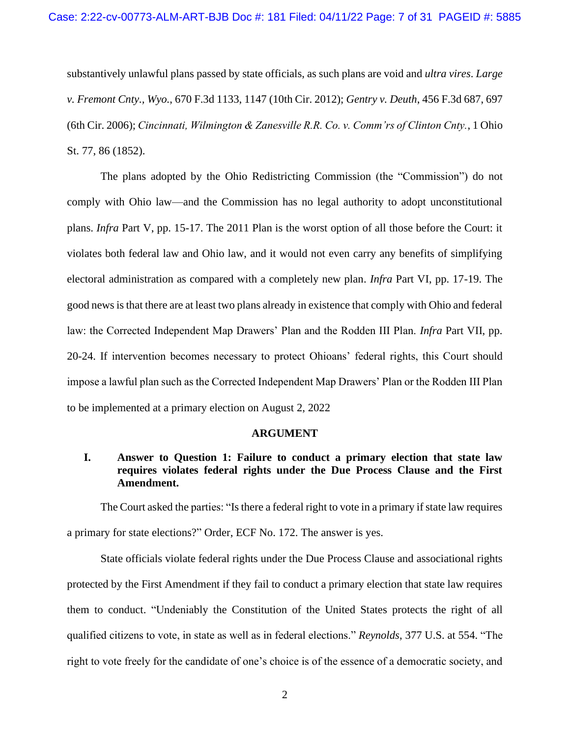substantively unlawful plans passed by state officials, as such plans are void and *ultra vires*. *Large v. Fremont Cnty., Wyo.*, 670 F.3d 1133, 1147 (10th Cir. 2012); *Gentry v. Deuth*, 456 F.3d 687, 697 (6th Cir. 2006); *Cincinnati, Wilmington & Zanesville R.R. Co. v. Comm'rs of Clinton Cnty.*, 1 Ohio St. 77, 86 (1852).

The plans adopted by the Ohio Redistricting Commission (the "Commission") do not comply with Ohio law—and the Commission has no legal authority to adopt unconstitutional plans. *Infra* Part V, pp. 15-17. The 2011 Plan is the worst option of all those before the Court: it violates both federal law and Ohio law, and it would not even carry any benefits of simplifying electoral administration as compared with a completely new plan. *Infra* Part VI, pp. 17-19. The good news is that there are at least two plans already in existence that comply with Ohio and federal law: the Corrected Independent Map Drawers' Plan and the Rodden III Plan. *Infra* Part VII, pp. 20-24. If intervention becomes necessary to protect Ohioans' federal rights, this Court should impose a lawful plan such as the Corrected Independent Map Drawers' Plan or the Rodden III Plan to be implemented at a primary election on August 2, 2022

## ARGUMENT

### I. Answer to Question 1: Failure to conduct a primary election that state law requires violates federal rights under the Due Process Clause and the First Amendment.

The Court asked the parties: "Is there a federal right to vote in a primary if state law requires a primary for state elections?" Order, ECF No. 172. The answer is yes.

State officials violate federal rights under the Due Process Clause and associational rights protected by the First Amendment if they fail to conduct a primary election that state law requires them to conduct. "Undeniably the Constitution of the United States protects the right of all qualified citizens to vote, in state as well as in federal elections." *Reynolds*, 377 U.S. at 554. "The right to vote freely for the candidate of one's choice is of the essence of a democratic society, and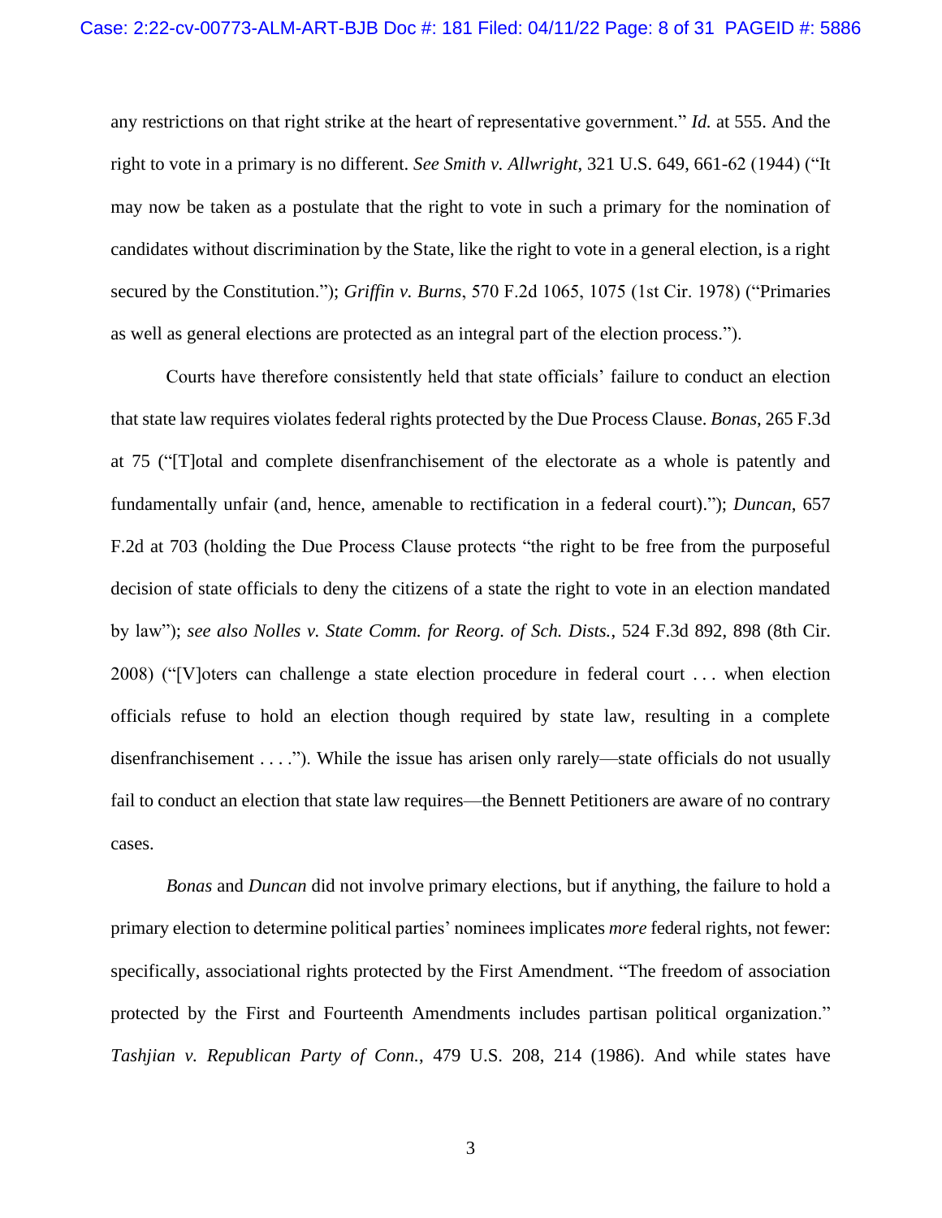any restrictions on that right strike at the heart of representative government." *Id.* at 555. And the right to vote in a primary is no different. *See Smith v. Allwright*, 321 U.S. 649, 661-62 (1944) ("It may now be taken as a postulate that the right to vote in such a primary for the nomination of candidates without discrimination by the State, like the right to vote in a general election, is a right secured by the Constitution."); *Griffin v. Burns*, 570 F.2d 1065, 1075 (1st Cir. 1978) ("Primaries as well as general elections are protected as an integral part of the election process.").

Courts have therefore consistently held that state officials' failure to conduct an election that state law requires violates federal rights protected by the Due Process Clause. *Bonas*, 265 F.3d at 75 ("[T]otal and complete disenfranchisement of the electorate as a whole is patently and fundamentally unfair (and, hence, amenable to rectification in a federal court)."); *Duncan*, 657 F.2d at 703 (holding the Due Process Clause protects "the right to be free from the purposeful decision of state officials to deny the citizens of a state the right to vote in an election mandated by law"); *see also Nolles v. State Comm. for Reorg. of Sch. Dists.*, 524 F.3d 892, 898 (8th Cir. 2008) ("[V]oters can challenge a state election procedure in federal court . . . when election officials refuse to hold an election though required by state law, resulting in a complete disenfranchisement . . . ."). While the issue has arisen only rarely—state officials do not usually fail to conduct an election that state law requires—the Bennett Petitioners are aware of no contrary cases.

*Bonas* and *Duncan* did not involve primary elections, but if anything, the failure to hold a primary election to determine political parties' nominees implicates *more* federal rights, not fewer: specifically, associational rights protected by the First Amendment. "The freedom of association protected by the First and Fourteenth Amendments includes partisan political organization." *Tashjian v. Republican Party of Conn.*, 479 U.S. 208, 214 (1986). And while states have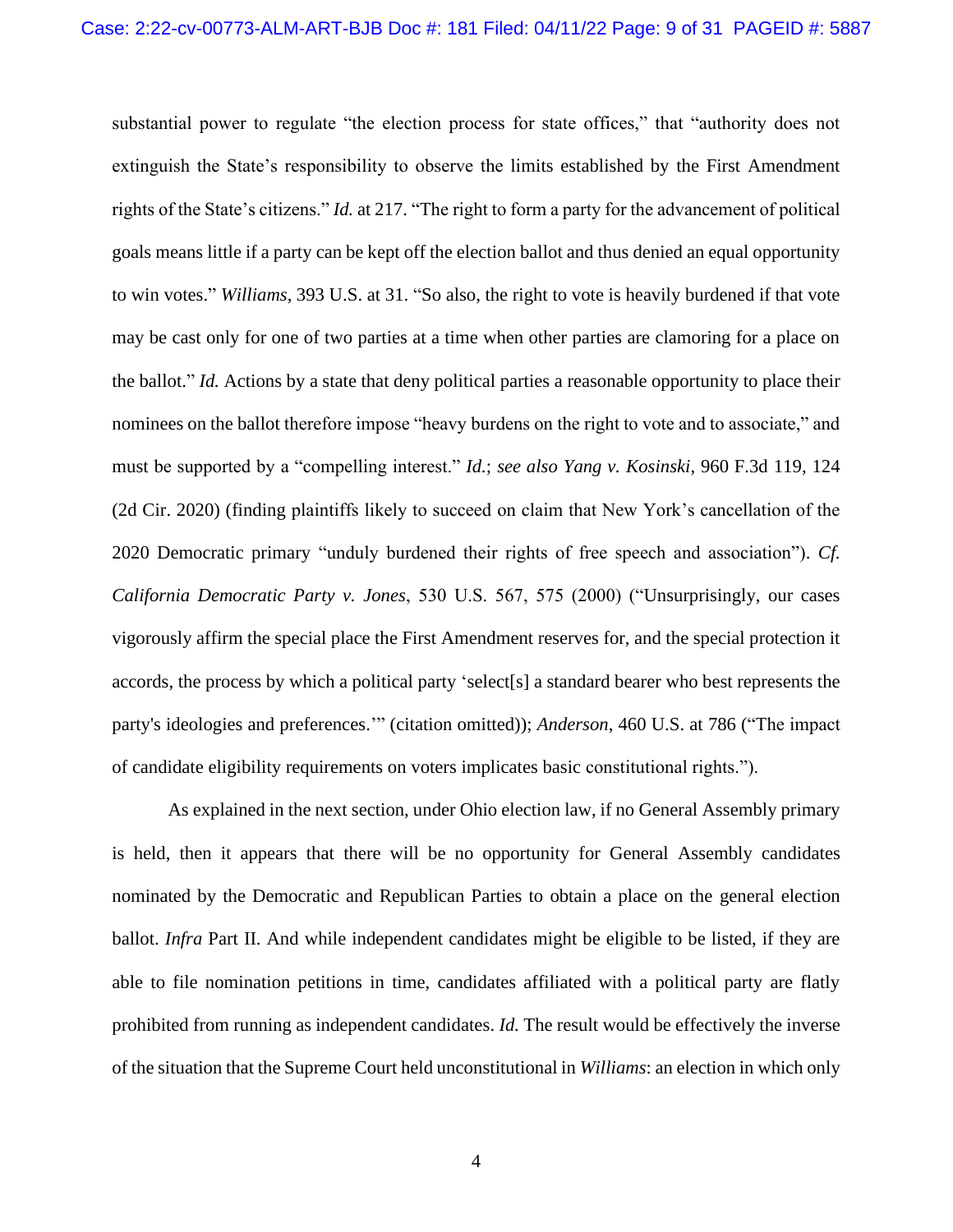substantial power to regulate "the election process for state offices," that "authority does not extinguish the State's responsibility to observe the limits established by the First Amendment rights of the State's citizens." *Id.* at 217. "The right to form a party for the advancement of political goals means little if a party can be kept off the election ballot and thus denied an equal opportunity to win votes." *Williams*, 393 U.S. at 31. "So also, the right to vote is heavily burdened if that vote may be cast only for one of two parties at a time when other parties are clamoring for a place on the ballot." *Id.* Actions by a state that deny political parties a reasonable opportunity to place their nominees on the ballot therefore impose "heavy burdens on the right to vote and to associate," and must be supported by a "compelling interest." *Id.*; *see also Yang v. Kosinski*, 960 F.3d 119, 124 (2d Cir. 2020) (finding plaintiffs likely to succeed on claim that New York's cancellation of the 2020 Democratic primary "unduly burdened their rights of free speech and association"). *Cf. California Democratic Party v. Jones*, 530 U.S. 567, 575 (2000) ("Unsurprisingly, our cases vigorously affirm the special place the First Amendment reserves for, and the special protection it accords, the process by which a political party 'select[s] a standard bearer who best represents the party's ideologies and preferences.'" (citation omitted)); *Anderson*, 460 U.S. at 786 ("The impact of candidate eligibility requirements on voters implicates basic constitutional rights.").

As explained in the next section, under Ohio election law, if no General Assembly primary is held, then it appears that there will be no opportunity for General Assembly candidates nominated by the Democratic and Republican Parties to obtain a place on the general election ballot. *Infra* Part II. And while independent candidates might be eligible to be listed, if they are able to file nomination petitions in time, candidates affiliated with a political party are flatly prohibited from running as independent candidates. *Id.* The result would be effectively the inverse of the situation that the Supreme Court held unconstitutional in *Williams*: an election in which only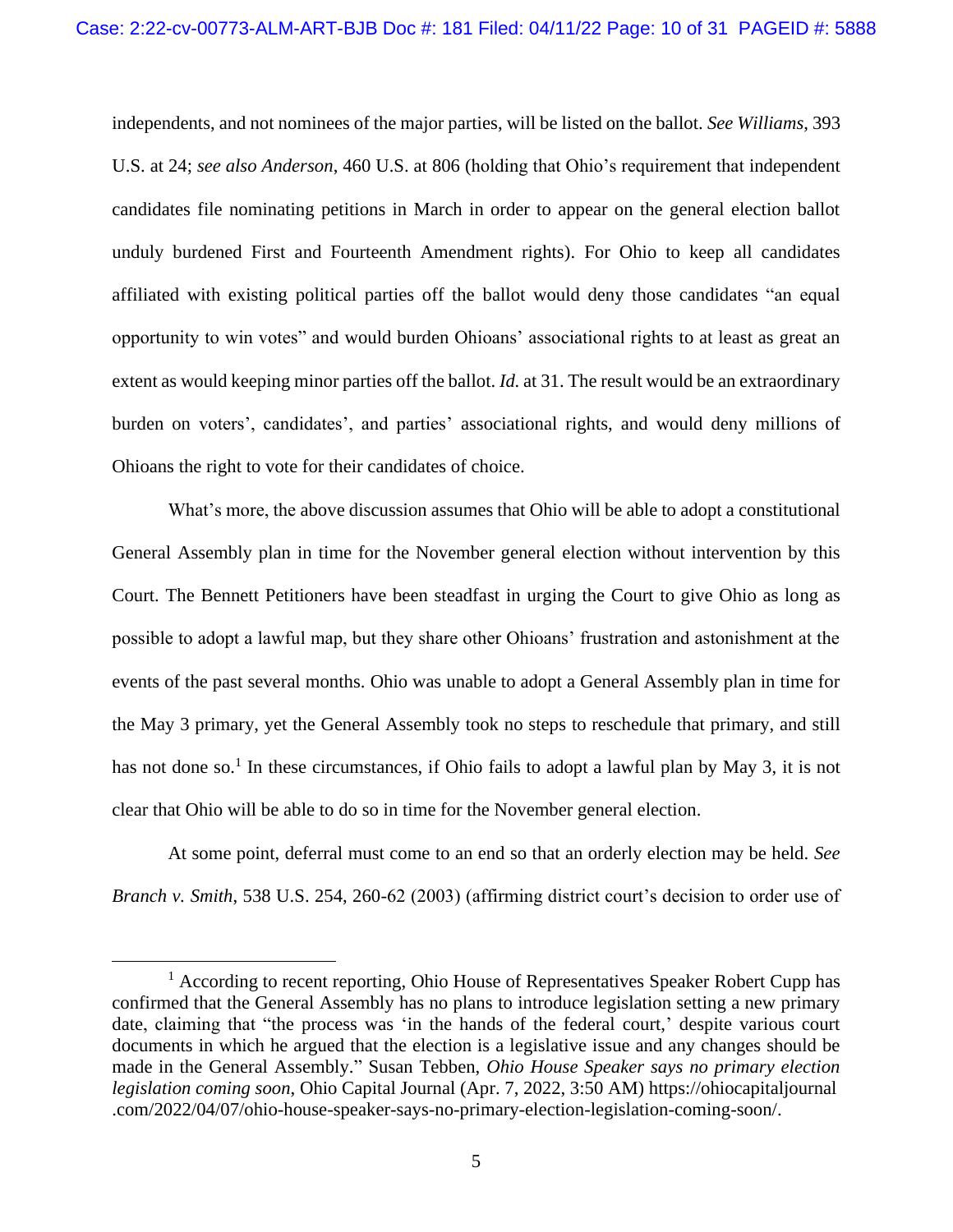independents, and not nominees of the major parties, will be listed on the ballot. *See Williams*, 393 U.S. at 24; *see also Anderson*, 460 U.S. at 806 (holding that Ohio's requirement that independent candidates file nominating petitions in March in order to appear on the general election ballot unduly burdened First and Fourteenth Amendment rights). For Ohio to keep all candidates affiliated with existing political parties off the ballot would deny those candidates "an equal opportunity to win votes" and would burden Ohioans' associational rights to at least as great an extent as would keeping minor parties off the ballot. *Id.* at 31. The result would be an extraordinary burden on voters', candidates', and parties' associational rights, and would deny millions of Ohioans the right to vote for their candidates of choice.

What's more, the above discussion assumes that Ohio will be able to adopt a constitutional General Assembly plan in time for the November general election without intervention by this Court. The Bennett Petitioners have been steadfast in urging the Court to give Ohio as long as possible to adopt a lawful map, but they share other Ohioans' frustration and astonishment at the events of the past several months. Ohio was unable to adopt a General Assembly plan in time for the May 3 primary, yet the General Assembly took no steps to reschedule that primary, and still has not done so.[1] In these circumstances, if Ohio fails to adopt a lawful plan by May 3, it is not clear that Ohio will be able to do so in time for the November general election.

At some point, deferral must come to an end so that an orderly election may be held. *See Branch v. Smith*, 538 U.S. 254, 260-62 (2003) (affirming district court's decision to order use of

[1] According to recent reporting, Ohio House of Representatives Speaker Robert Cupp has confirmed that the General Assembly has no plans to introduce legislation setting a new primary date, claiming that "the process was 'in the hands of the federal court,' despite various court documents in which he argued that the election is a legislative issue and any changes should be made in the General Assembly." Susan Tebben, *Ohio House Speaker says no primary election legislation coming soon*, Ohio Capital Journal (Apr. 7, 2022, 3:50 AM) https://ohiocapitaljournal.com/2022/04/07/ohio-house-speaker-says-no-primary-election-legislation-coming-soon/.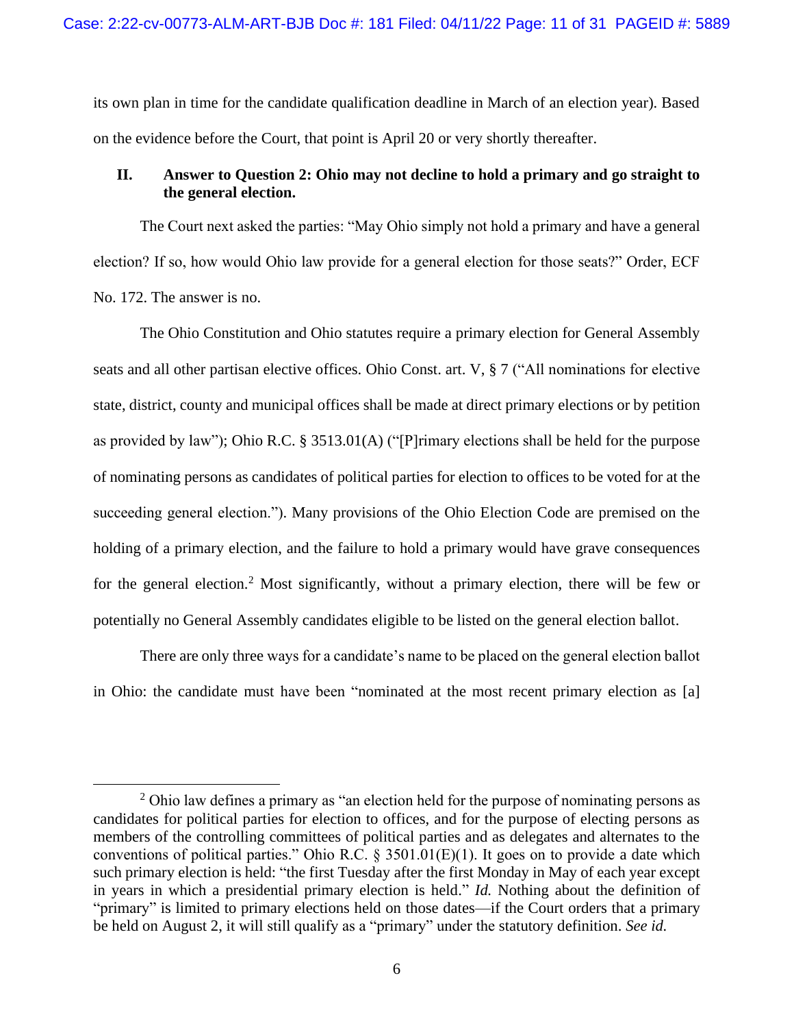its own plan in time for the candidate qualification deadline in March of an election year). Based on the evidence before the Court, that point is April 20 or very shortly thereafter.

## II. Answer to Question 2: Ohio may not decline to hold a primary and go straight to the general election.

The Court next asked the parties: "May Ohio simply not hold a primary and have a general election? If so, how would Ohio law provide for a general election for those seats?" Order, ECF No. 172. The answer is no.

The Ohio Constitution and Ohio statutes require a primary election for General Assembly seats and all other partisan elective offices. Ohio Const. art. V, § 7 ("All nominations for elective state, district, county and municipal offices shall be made at direct primary elections or by petition as provided by law"); Ohio R.C. § 3513.01(A) ("[P]rimary elections shall be held for the purpose of nominating persons as candidates of political parties for election to offices to be voted for at the succeeding general election."). Many provisions of the Ohio Election Code are premised on the holding of a primary election, and the failure to hold a primary would have grave consequences for the general election.[2] Most significantly, without a primary election, there will be few or potentially no General Assembly candidates eligible to be listed on the general election ballot.

There are only three ways for a candidate's name to be placed on the general election ballot in Ohio: the candidate must have been "nominated at the most recent primary election as [a]

---

[2] Ohio law defines a primary as "an election held for the purpose of nominating persons as candidates for political parties for election to offices, and for the purpose of electing persons as members of the controlling committees of political parties and as delegates and alternates to the conventions of political parties." Ohio R.C. § 3501.01(E)(1). It goes on to provide a date which such primary election is held: "the first Tuesday after the first Monday in May of each year except in years in which a presidential primary election is held." *Id.* Nothing about the definition of "primary" is limited to primary elections held on those dates—if the Court orders that a primary be held on August 2, it will still qualify as a "primary" under the statutory definition. *See id.*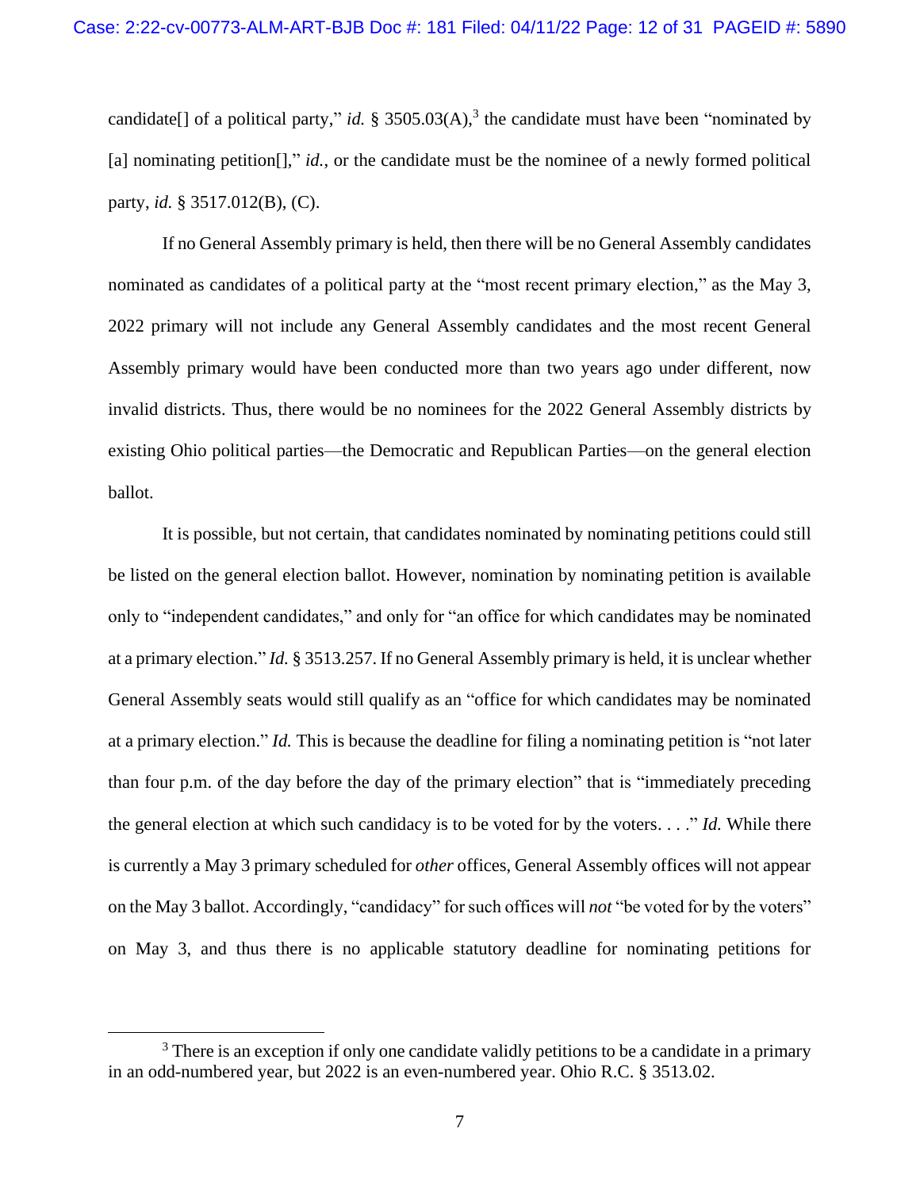candidate[] of a political party," *id.* § 3505.03(A),[3] the candidate must have been "nominated by [a] nominating petition[]," *id.*, or the candidate must be the nominee of a newly formed political party, *id.* § 3517.012(B), (C).

If no General Assembly primary is held, then there will be no General Assembly candidates nominated as candidates of a political party at the "most recent primary election," as the May 3, 2022 primary will not include any General Assembly candidates and the most recent General Assembly primary would have been conducted more than two years ago under different, now invalid districts. Thus, there would be no nominees for the 2022 General Assembly districts by existing Ohio political parties—the Democratic and Republican Parties—on the general election ballot.

It is possible, but not certain, that candidates nominated by nominating petitions could still be listed on the general election ballot. However, nomination by nominating petition is available only to "independent candidates," and only for "an office for which candidates may be nominated at a primary election." *Id.* § 3513.257. If no General Assembly primary is held, it is unclear whether General Assembly seats would still qualify as an "office for which candidates may be nominated at a primary election." *Id.* This is because the deadline for filing a nominating petition is "not later than four p.m. of the day before the day of the primary election" that is "immediately preceding the general election at which such candidacy is to be voted for by the voters. . . ." *Id.* While there is currently a May 3 primary scheduled for *other* offices, General Assembly offices will not appear on the May 3 ballot. Accordingly, "candidacy" for such offices will *not* "be voted for by the voters" on May 3, and thus there is no applicable statutory deadline for nominating petitions for

[3] There is an exception if only one candidate validly petitions to be a candidate in a primary in an odd-numbered year, but 2022 is an even-numbered year. Ohio R.C. § 3513.02.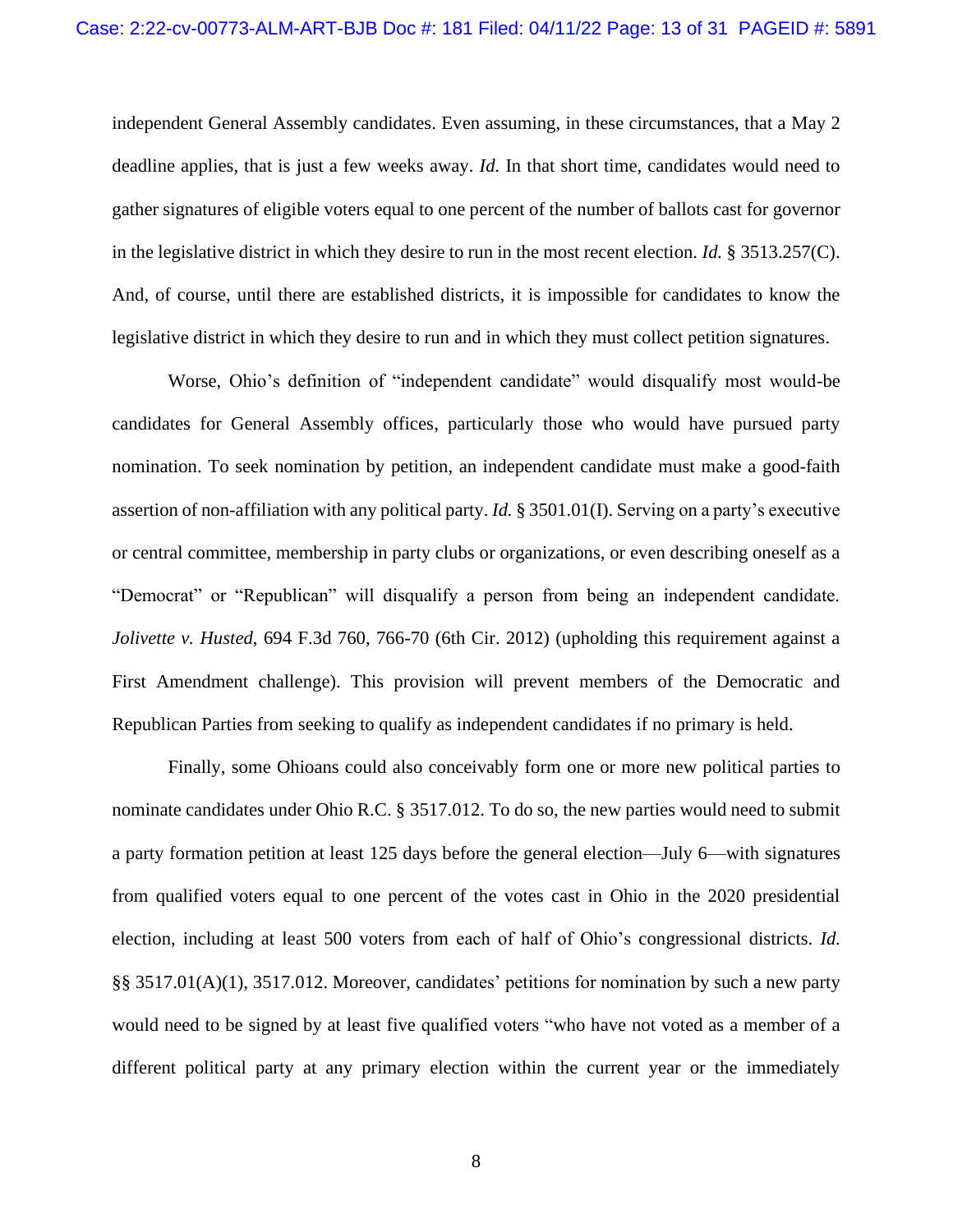independent General Assembly candidates. Even assuming, in these circumstances, that a May 2 deadline applies, that is just a few weeks away. *Id.* In that short time, candidates would need to gather signatures of eligible voters equal to one percent of the number of ballots cast for governor in the legislative district in which they desire to run in the most recent election. *Id.* § 3513.257(C). And, of course, until there are established districts, it is impossible for candidates to know the legislative district in which they desire to run and in which they must collect petition signatures.

Worse, Ohio's definition of "independent candidate" would disqualify most would-be candidates for General Assembly offices, particularly those who would have pursued party nomination. To seek nomination by petition, an independent candidate must make a good-faith assertion of non-affiliation with any political party. *Id.* § 3501.01(I). Serving on a party's executive or central committee, membership in party clubs or organizations, or even describing oneself as a "Democrat" or "Republican" will disqualify a person from being an independent candidate. *Jolivette v. Husted*, 694 F.3d 760, 766-70 (6th Cir. 2012) (upholding this requirement against a First Amendment challenge). This provision will prevent members of the Democratic and Republican Parties from seeking to qualify as independent candidates if no primary is held.

Finally, some Ohioans could also conceivably form one or more new political parties to nominate candidates under Ohio R.C. § 3517.012. To do so, the new parties would need to submit a party formation petition at least 125 days before the general election—July 6—with signatures from qualified voters equal to one percent of the votes cast in Ohio in the 2020 presidential election, including at least 500 voters from each of half of Ohio's congressional districts. *Id.* §§ 3517.01(A)(1), 3517.012. Moreover, candidates' petitions for nomination by such a new party would need to be signed by at least five qualified voters "who have not voted as a member of a different political party at any primary election within the current year or the immediately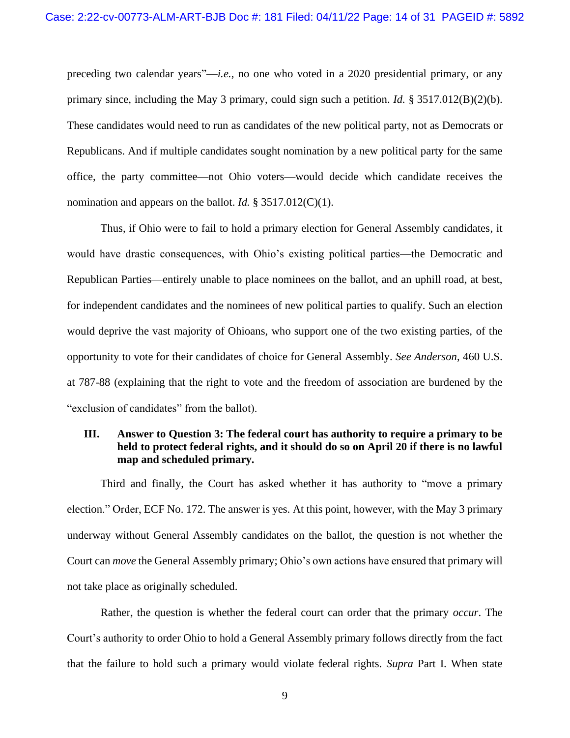preceding two calendar years"—*i.e.*, no one who voted in a 2020 presidential primary, or any primary since, including the May 3 primary, could sign such a petition. *Id.* § 3517.012(B)(2)(b). These candidates would need to run as candidates of the new political party, not as Democrats or Republicans. And if multiple candidates sought nomination by a new political party for the same office, the party committee—not Ohio voters—would decide which candidate receives the nomination and appears on the ballot. *Id.* § 3517.012(C)(1).

Thus, if Ohio were to fail to hold a primary election for General Assembly candidates, it would have drastic consequences, with Ohio's existing political parties—the Democratic and Republican Parties—entirely unable to place nominees on the ballot, and an uphill road, at best, for independent candidates and the nominees of new political parties to qualify. Such an election would deprive the vast majority of Ohioans, who support one of the two existing parties, of the opportunity to vote for their candidates of choice for General Assembly. *See Anderson*, 460 U.S. at 787-88 (explaining that the right to vote and the freedom of association are burdened by the "exclusion of candidates" from the ballot).

### III. Answer to Question 3: The federal court has authority to require a primary to be held to protect federal rights, and it should do so on April 20 if there is no lawful map and scheduled primary.

Third and finally, the Court has asked whether it has authority to "move a primary election." Order, ECF No. 172. The answer is yes. At this point, however, with the May 3 primary underway without General Assembly candidates on the ballot, the question is not whether the Court can *move* the General Assembly primary; Ohio's own actions have ensured that primary will not take place as originally scheduled.

Rather, the question is whether the federal court can order that the primary *occur*. The Court's authority to order Ohio to hold a General Assembly primary follows directly from the fact that the failure to hold such a primary would violate federal rights. *Supra* Part I. When state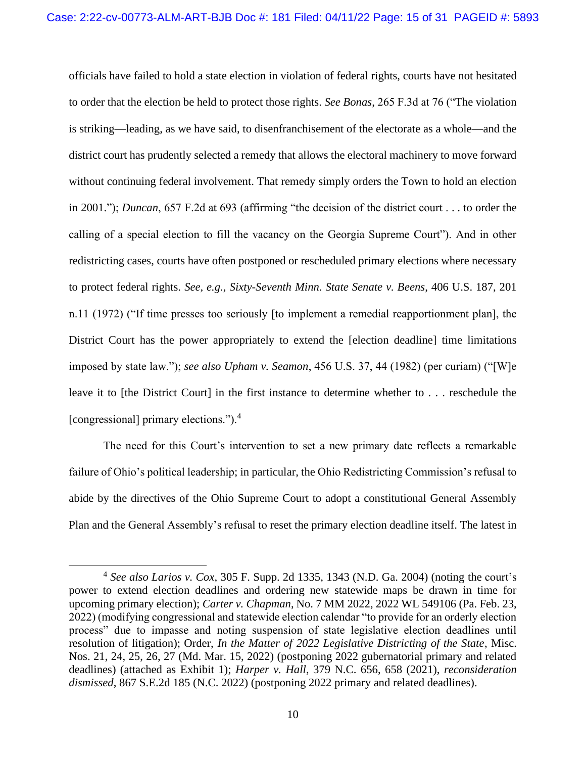officials have failed to hold a state election in violation of federal rights, courts have not hesitated to order that the election be held to protect those rights. *See Bonas*, 265 F.3d at 76 ("The violation is striking—leading, as we have said, to disenfranchisement of the electorate as a whole—and the district court has prudently selected a remedy that allows the electoral machinery to move forward without continuing federal involvement. That remedy simply orders the Town to hold an election in 2001."); *Duncan*, 657 F.2d at 693 (affirming "the decision of the district court . . . to order the calling of a special election to fill the vacancy on the Georgia Supreme Court"). And in other redistricting cases, courts have often postponed or rescheduled primary elections where necessary to protect federal rights. *See, e.g.*, *Sixty-Seventh Minn. State Senate v. Beens*, 406 U.S. 187, 201 n.11 (1972) ("If time presses too seriously [to implement a remedial reapportionment plan], the District Court has the power appropriately to extend the [election deadline] time limitations imposed by state law."); *see also Upham v. Seamon*, 456 U.S. 37, 44 (1982) (per curiam) ("[W]e leave it to [the District Court] in the first instance to determine whether to . . . reschedule the [congressional] primary elections.").[4]

The need for this Court's intervention to set a new primary date reflects a remarkable failure of Ohio's political leadership; in particular, the Ohio Redistricting Commission's refusal to abide by the directives of the Ohio Supreme Court to adopt a constitutional General Assembly Plan and the General Assembly's refusal to reset the primary election deadline itself. The latest in

---

[4] *See also Larios v. Cox*, 305 F. Supp. 2d 1335, 1343 (N.D. Ga. 2004) (noting the court's power to extend election deadlines and ordering new statewide maps be drawn in time for upcoming primary election); *Carter v. Chapman*, No. 7 MM 2022, 2022 WL 549106 (Pa. Feb. 23, 2022) (modifying congressional and statewide election calendar "to provide for an orderly election process" due to impasse and noting suspension of state legislative election deadlines until resolution of litigation); Order, *In the Matter of 2022 Legislative Districting of the State*, Misc. Nos. 21, 24, 25, 26, 27 (Md. Mar. 15, 2022) (postponing 2022 gubernatorial primary and related deadlines) (attached as Exhibit 1); *Harper v. Hall*, 379 N.C. 656, 658 (2021), *reconsideration dismissed*, 867 S.E.2d 185 (N.C. 2022) (postponing 2022 primary and related deadlines).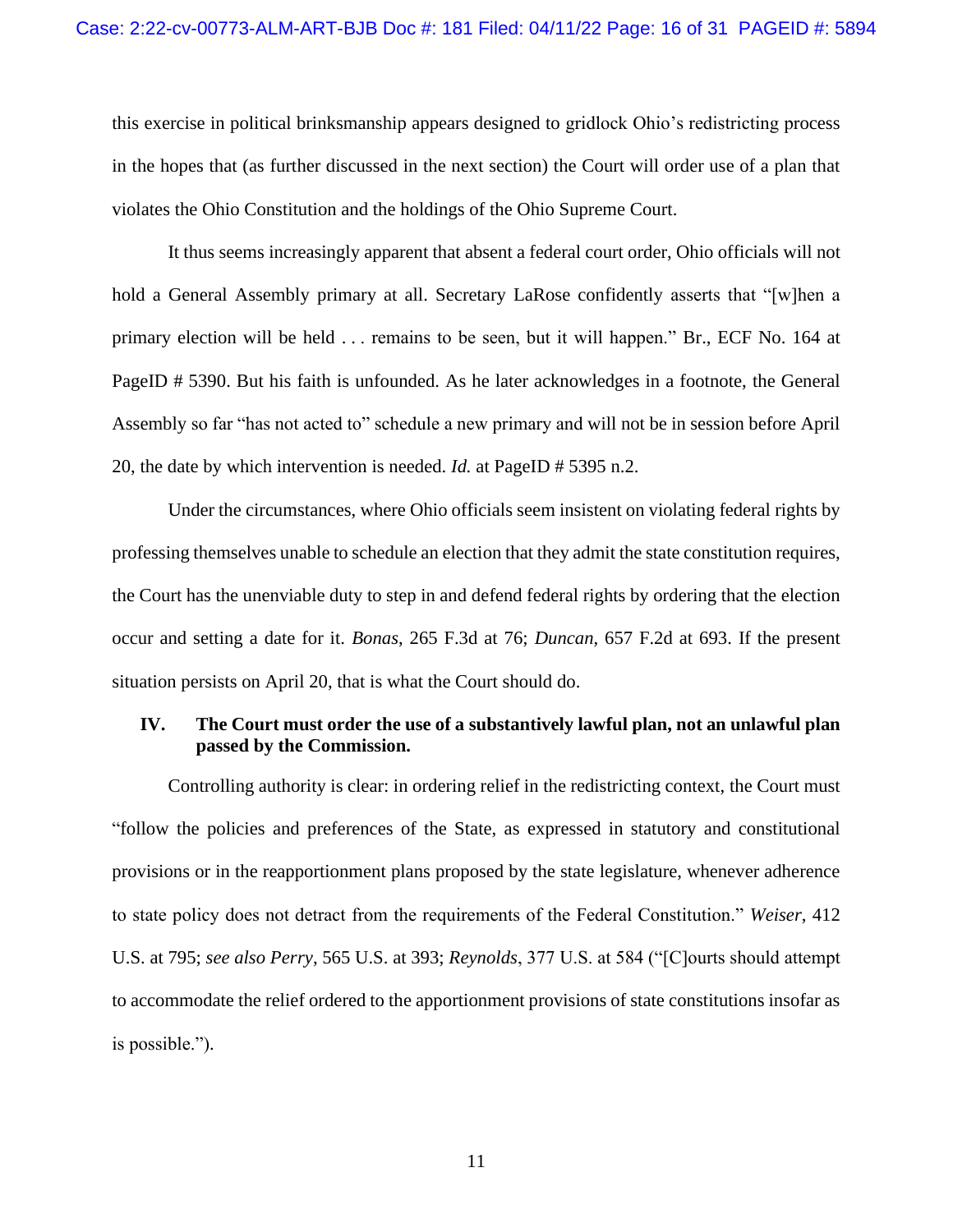this exercise in political brinksmanship appears designed to gridlock Ohio's redistricting process in the hopes that (as further discussed in the next section) the Court will order use of a plan that violates the Ohio Constitution and the holdings of the Ohio Supreme Court.

It thus seems increasingly apparent that absent a federal court order, Ohio officials will not hold a General Assembly primary at all. Secretary LaRose confidently asserts that "[w]hen a primary election will be held . . . remains to be seen, but it will happen." Br., ECF No. 164 at PageID # 5390. But his faith is unfounded. As he later acknowledges in a footnote, the General Assembly so far "has not acted to" schedule a new primary and will not be in session before April 20, the date by which intervention is needed. *Id.* at PageID # 5395 n.2.

Under the circumstances, where Ohio officials seem insistent on violating federal rights by professing themselves unable to schedule an election that they admit the state constitution requires, the Court has the unenviable duty to step in and defend federal rights by ordering that the election occur and setting a date for it. *Bonas*, 265 F.3d at 76; *Duncan*, 657 F.2d at 693. If the present situation persists on April 20, that is what the Court should do.

## IV. The Court must order the use of a substantively lawful plan, not an unlawful plan passed by the Commission.

Controlling authority is clear: in ordering relief in the redistricting context, the Court must "follow the policies and preferences of the State, as expressed in statutory and constitutional provisions or in the reapportionment plans proposed by the state legislature, whenever adherence to state policy does not detract from the requirements of the Federal Constitution." *Weiser*, 412 U.S. at 795; *see also Perry*, 565 U.S. at 393; *Reynolds*, 377 U.S. at 584 ("[C]ourts should attempt to accommodate the relief ordered to the apportionment provisions of state constitutions insofar as is possible.").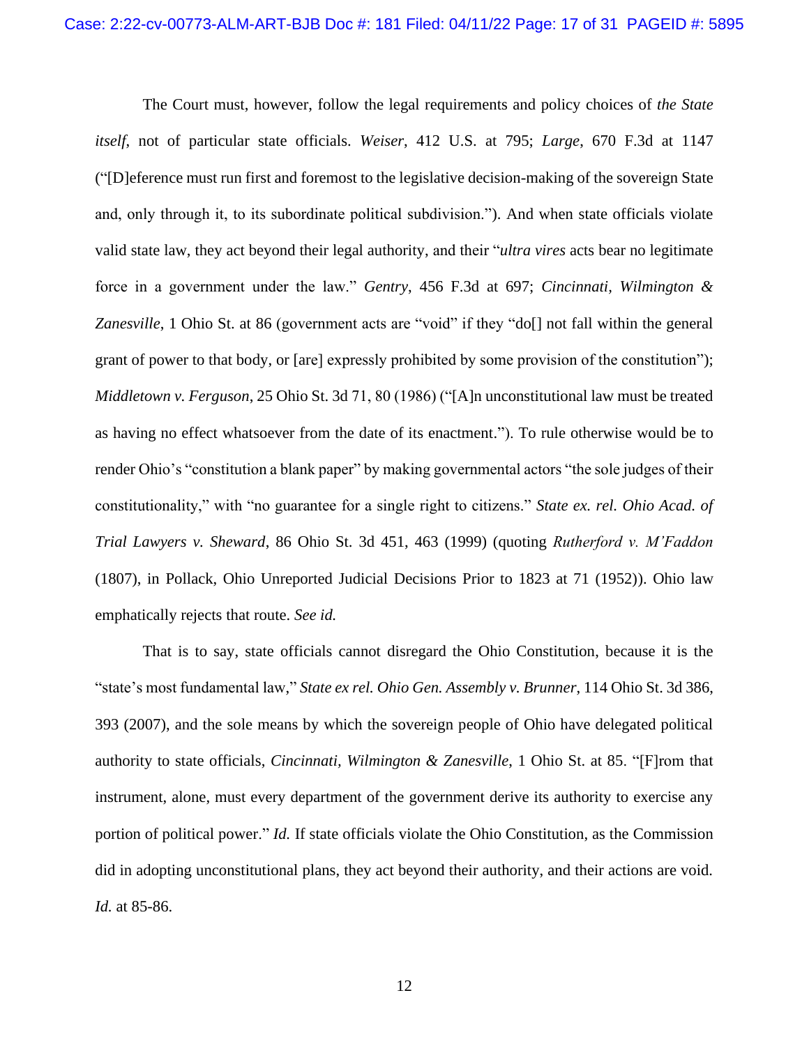The Court must, however, follow the legal requirements and policy choices of *the State itself*, not of particular state officials. *Weiser*, 412 U.S. at 795; *Large*, 670 F.3d at 1147 ("[D]eference must run first and foremost to the legislative decision-making of the sovereign State and, only through it, to its subordinate political subdivision."). And when state officials violate valid state law, they act beyond their legal authority, and their "*ultra vires* acts bear no legitimate force in a government under the law." *Gentry*, 456 F.3d at 697; *Cincinnati, Wilmington & Zanesville*, 1 Ohio St. at 86 (government acts are "void" if they "do[] not fall within the general grant of power to that body, or [are] expressly prohibited by some provision of the constitution"); *Middletown v. Ferguson*, 25 Ohio St. 3d 71, 80 (1986) ("[A]n unconstitutional law must be treated as having no effect whatsoever from the date of its enactment."). To rule otherwise would be to render Ohio's "constitution a blank paper" by making governmental actors "the sole judges of their constitutionality," with "no guarantee for a single right to citizens." *State ex. rel. Ohio Acad. of Trial Lawyers v. Sheward*, 86 Ohio St. 3d 451, 463 (1999) (quoting *Rutherford v. M'Faddon* (1807), in Pollack, Ohio Unreported Judicial Decisions Prior to 1823 at 71 (1952)). Ohio law emphatically rejects that route. *See id.*

That is to say, state officials cannot disregard the Ohio Constitution, because it is the "state's most fundamental law," *State ex rel. Ohio Gen. Assembly v. Brunner*, 114 Ohio St. 3d 386, 393 (2007), and the sole means by which the sovereign people of Ohio have delegated political authority to state officials, *Cincinnati, Wilmington & Zanesville*, 1 Ohio St. at 85. "[F]rom that instrument, alone, must every department of the government derive its authority to exercise any portion of political power." *Id.* If state officials violate the Ohio Constitution, as the Commission did in adopting unconstitutional plans, they act beyond their authority, and their actions are void. *Id.* at 85-86.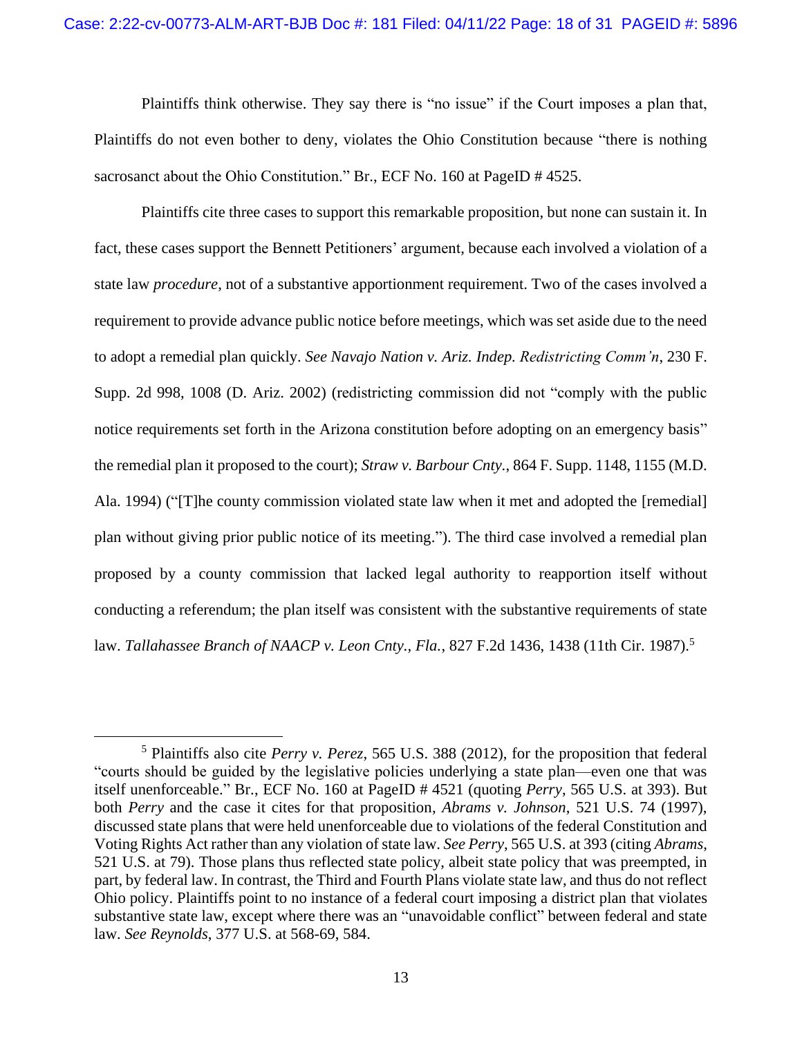Plaintiffs think otherwise. They say there is "no issue" if the Court imposes a plan that, Plaintiffs do not even bother to deny, violates the Ohio Constitution because "there is nothing sacrosanct about the Ohio Constitution." Br., ECF No. 160 at PageID # 4525.

Plaintiffs cite three cases to support this remarkable proposition, but none can sustain it. In fact, these cases support the Bennett Petitioners' argument, because each involved a violation of a state law *procedure*, not of a substantive apportionment requirement. Two of the cases involved a requirement to provide advance public notice before meetings, which was set aside due to the need to adopt a remedial plan quickly. *See Navajo Nation v. Ariz. Indep. Redistricting Comm'n*, 230 F. Supp. 2d 998, 1008 (D. Ariz. 2002) (redistricting commission did not "comply with the public notice requirements set forth in the Arizona constitution before adopting on an emergency basis" the remedial plan it proposed to the court); *Straw v. Barbour Cnty.*, 864 F. Supp. 1148, 1155 (M.D. Ala. 1994) ("[T]he county commission violated state law when it met and adopted the [remedial] plan without giving prior public notice of its meeting."). The third case involved a remedial plan proposed by a county commission that lacked legal authority to reapportion itself without conducting a referendum; the plan itself was consistent with the substantive requirements of state law. *Tallahassee Branch of NAACP v. Leon Cnty., Fla.*, 827 F.2d 1436, 1438 (11th Cir. 1987).[5]

[5] Plaintiffs also cite *Perry v. Perez*, 565 U.S. 388 (2012), for the proposition that federal "courts should be guided by the legislative policies underlying a state plan—even one that was itself unenforceable." Br., ECF No. 160 at PageID # 4521 (quoting *Perry*, 565 U.S. at 393). But both *Perry* and the case it cites for that proposition, *Abrams v. Johnson*, 521 U.S. 74 (1997), discussed state plans that were held unenforceable due to violations of the federal Constitution and Voting Rights Act rather than any violation of state law. *See Perry*, 565 U.S. at 393 (citing *Abrams*, 521 U.S. at 79). Those plans thus reflected state policy, albeit state policy that was preempted, in part, by federal law. In contrast, the Third and Fourth Plans violate state law, and thus do not reflect Ohio policy. Plaintiffs point to no instance of a federal court imposing a district plan that violates substantive state law, except where there was an "unavoidable conflict" between federal and state law. *See Reynolds*, 377 U.S. at 568-69, 584.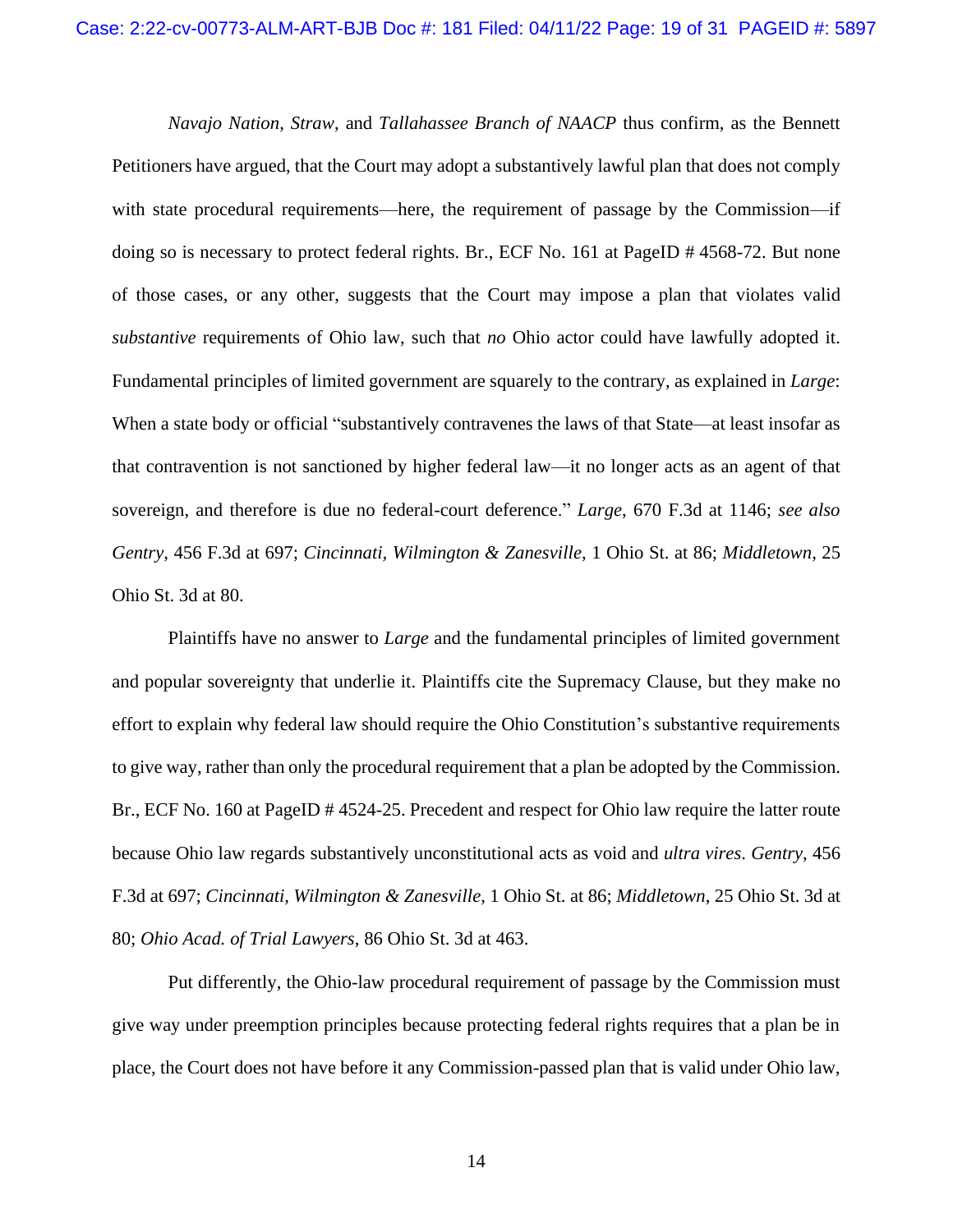*Navajo Nation*, *Straw*, and *Tallahassee Branch of NAACP* thus confirm, as the Bennett Petitioners have argued, that the Court may adopt a substantively lawful plan that does not comply with state procedural requirements—here, the requirement of passage by the Commission—if doing so is necessary to protect federal rights. Br., ECF No. 161 at PageID # 4568-72. But none of those cases, or any other, suggests that the Court may impose a plan that violates valid *substantive* requirements of Ohio law, such that *no* Ohio actor could have lawfully adopted it. Fundamental principles of limited government are squarely to the contrary, as explained in *Large*: When a state body or official "substantively contravenes the laws of that State—at least insofar as that contravention is not sanctioned by higher federal law—it no longer acts as an agent of that sovereign, and therefore is due no federal-court deference." *Large*, 670 F.3d at 1146; *see also Gentry*, 456 F.3d at 697; *Cincinnati, Wilmington & Zanesville*, 1 Ohio St. at 86; *Middletown*, 25 Ohio St. 3d at 80.

Plaintiffs have no answer to *Large* and the fundamental principles of limited government and popular sovereignty that underlie it. Plaintiffs cite the Supremacy Clause, but they make no effort to explain why federal law should require the Ohio Constitution's substantive requirements to give way, rather than only the procedural requirement that a plan be adopted by the Commission. Br., ECF No. 160 at PageID # 4524-25. Precedent and respect for Ohio law require the latter route because Ohio law regards substantively unconstitutional acts as void and *ultra vires*. *Gentry*, 456 F.3d at 697; *Cincinnati, Wilmington & Zanesville*, 1 Ohio St. at 86; *Middletown*, 25 Ohio St. 3d at 80; *Ohio Acad. of Trial Lawyers*, 86 Ohio St. 3d at 463.

Put differently, the Ohio-law procedural requirement of passage by the Commission must give way under preemption principles because protecting federal rights requires that a plan be in place, the Court does not have before it any Commission-passed plan that is valid under Ohio law,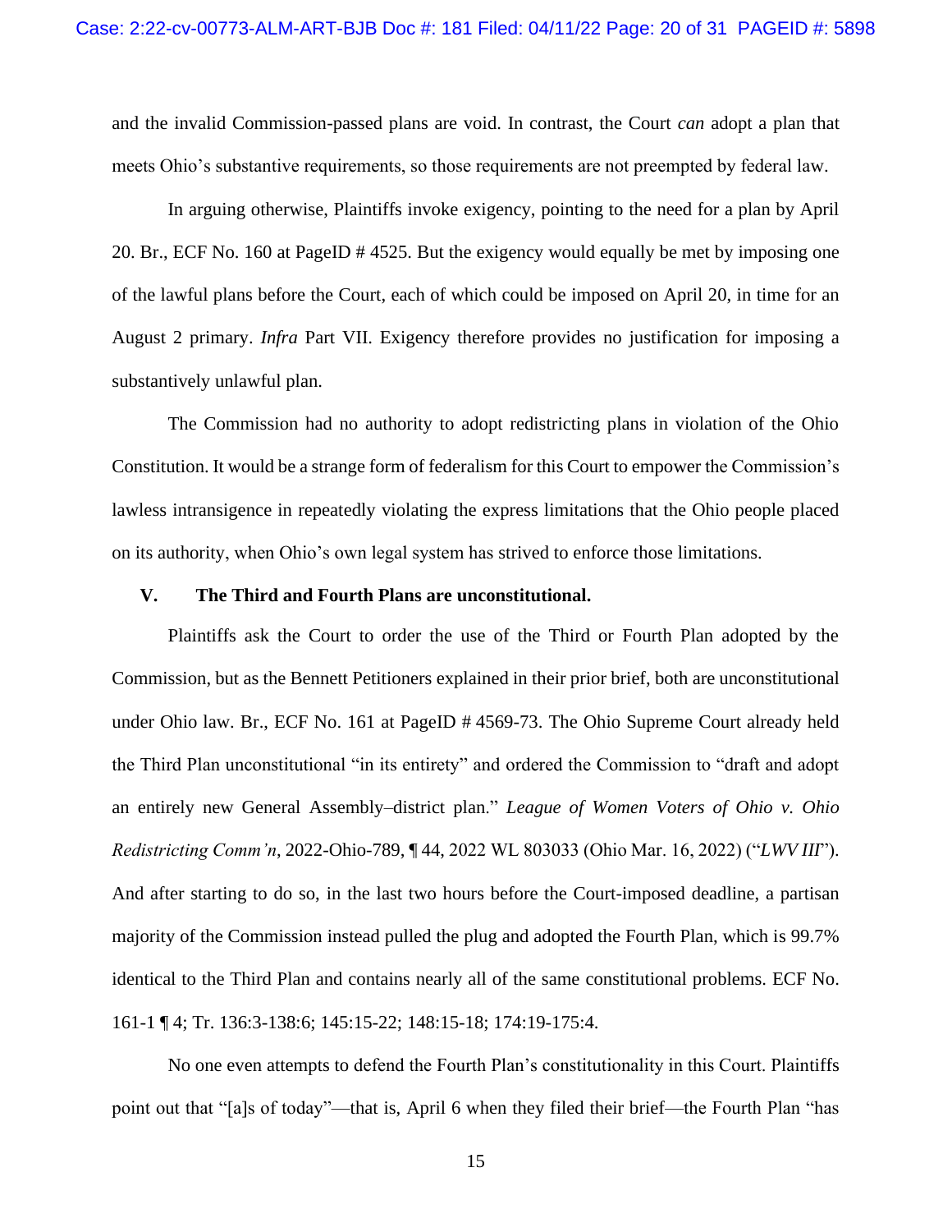and the invalid Commission-passed plans are void. In contrast, the Court *can* adopt a plan that meets Ohio's substantive requirements, so those requirements are not preempted by federal law.

In arguing otherwise, Plaintiffs invoke exigency, pointing to the need for a plan by April 20. Br., ECF No. 160 at PageID # 4525. But the exigency would equally be met by imposing one of the lawful plans before the Court, each of which could be imposed on April 20, in time for an August 2 primary. *Infra* Part VII. Exigency therefore provides no justification for imposing a substantively unlawful plan.

The Commission had no authority to adopt redistricting plans in violation of the Ohio Constitution. It would be a strange form of federalism for this Court to empower the Commission's lawless intransigence in repeatedly violating the express limitations that the Ohio people placed on its authority, when Ohio's own legal system has strived to enforce those limitations.

## V. The Third and Fourth Plans are unconstitutional.

Plaintiffs ask the Court to order the use of the Third or Fourth Plan adopted by the Commission, but as the Bennett Petitioners explained in their prior brief, both are unconstitutional under Ohio law. Br., ECF No. 161 at PageID # 4569-73. The Ohio Supreme Court already held the Third Plan unconstitutional "in its entirety" and ordered the Commission to "draft and adopt an entirely new General Assembly–district plan." *League of Women Voters of Ohio v. Ohio Redistricting Comm'n*, 2022-Ohio-789, ¶ 44, 2022 WL 803033 (Ohio Mar. 16, 2022) ("*LWV III*"). And after starting to do so, in the last two hours before the Court-imposed deadline, a partisan majority of the Commission instead pulled the plug and adopted the Fourth Plan, which is 99.7% identical to the Third Plan and contains nearly all of the same constitutional problems. ECF No. 161-1 ¶ 4; Tr. 136:3-138:6; 145:15-22; 148:15-18; 174:19-175:4.

No one even attempts to defend the Fourth Plan's constitutionality in this Court. Plaintiffs point out that "[a]s of today"—that is, April 6 when they filed their brief—the Fourth Plan "has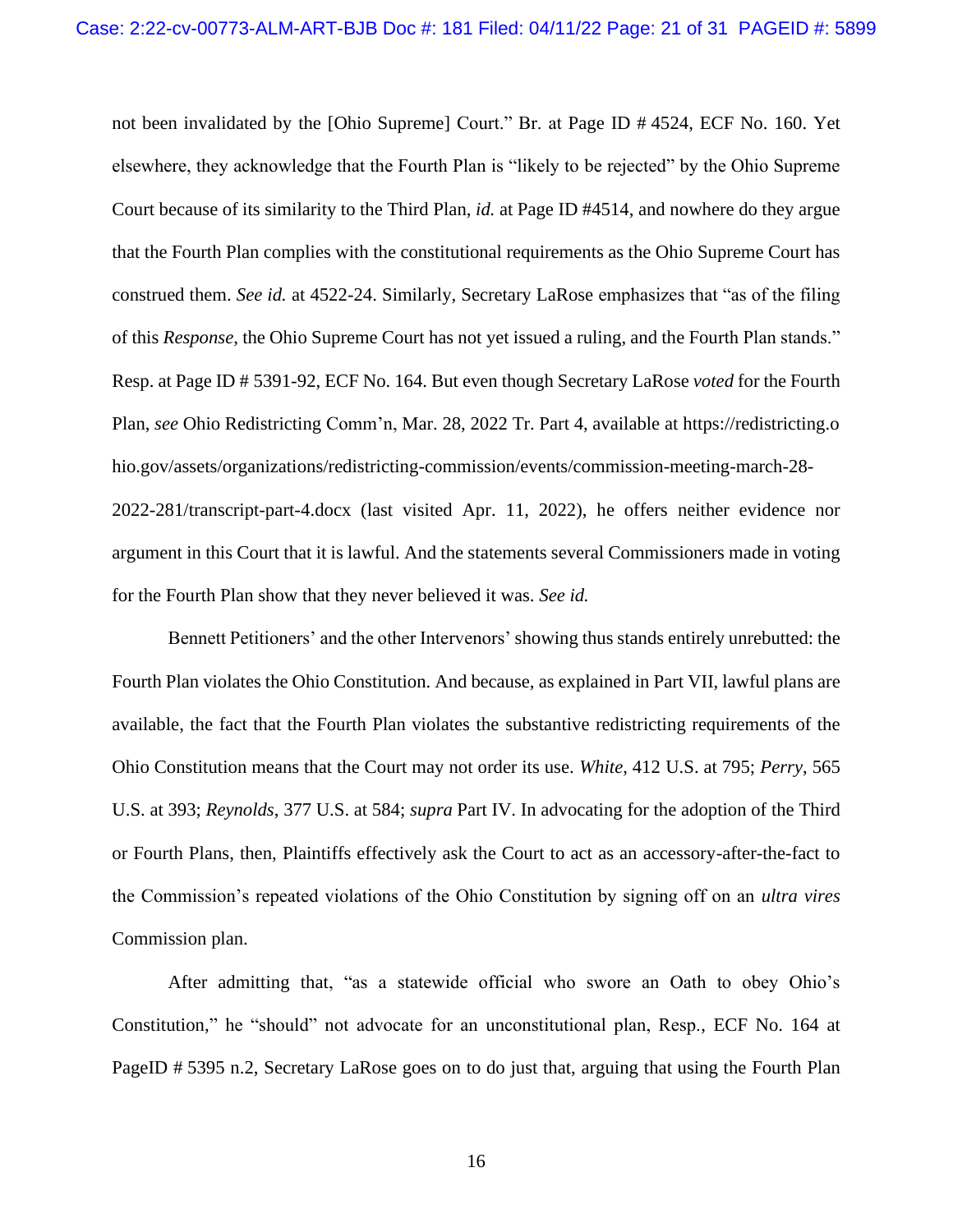not been invalidated by the [Ohio Supreme] Court." Br. at Page ID # 4524, ECF No. 160. Yet elsewhere, they acknowledge that the Fourth Plan is "likely to be rejected" by the Ohio Supreme Court because of its similarity to the Third Plan, *id.* at Page ID #4514, and nowhere do they argue that the Fourth Plan complies with the constitutional requirements as the Ohio Supreme Court has construed them. *See id.* at 4522-24. Similarly, Secretary LaRose emphasizes that "as of the filing of this *Response*, the Ohio Supreme Court has not yet issued a ruling, and the Fourth Plan stands." Resp. at Page ID # 5391-92, ECF No. 164. But even though Secretary LaRose *voted* for the Fourth Plan, *see* Ohio Redistricting Comm'n, Mar. 28, 2022 Tr. Part 4, available at https://redistricting.ohio.gov/assets/organizations/redistricting-commission/events/commission-meeting-march-28-2022-281/transcript-part-4.docx (last visited Apr. 11, 2022), he offers neither evidence nor argument in this Court that it is lawful. And the statements several Commissioners made in voting for the Fourth Plan show that they never believed it was. *See id.*

Bennett Petitioners' and the other Intervenors' showing thus stands entirely unrebutted: the Fourth Plan violates the Ohio Constitution. And because, as explained in Part VII, lawful plans are available, the fact that the Fourth Plan violates the substantive redistricting requirements of the Ohio Constitution means that the Court may not order its use. *White*, 412 U.S. at 795; *Perry*, 565 U.S. at 393; *Reynolds*, 377 U.S. at 584; *supra* Part IV. In advocating for the adoption of the Third or Fourth Plans, then, Plaintiffs effectively ask the Court to act as an accessory-after-the-fact to the Commission's repeated violations of the Ohio Constitution by signing off on an *ultra vires* Commission plan.

After admitting that, "as a statewide official who swore an Oath to obey Ohio's Constitution," he "should" not advocate for an unconstitutional plan, Resp., ECF No. 164 at PageID # 5395 n.2, Secretary LaRose goes on to do just that, arguing that using the Fourth Plan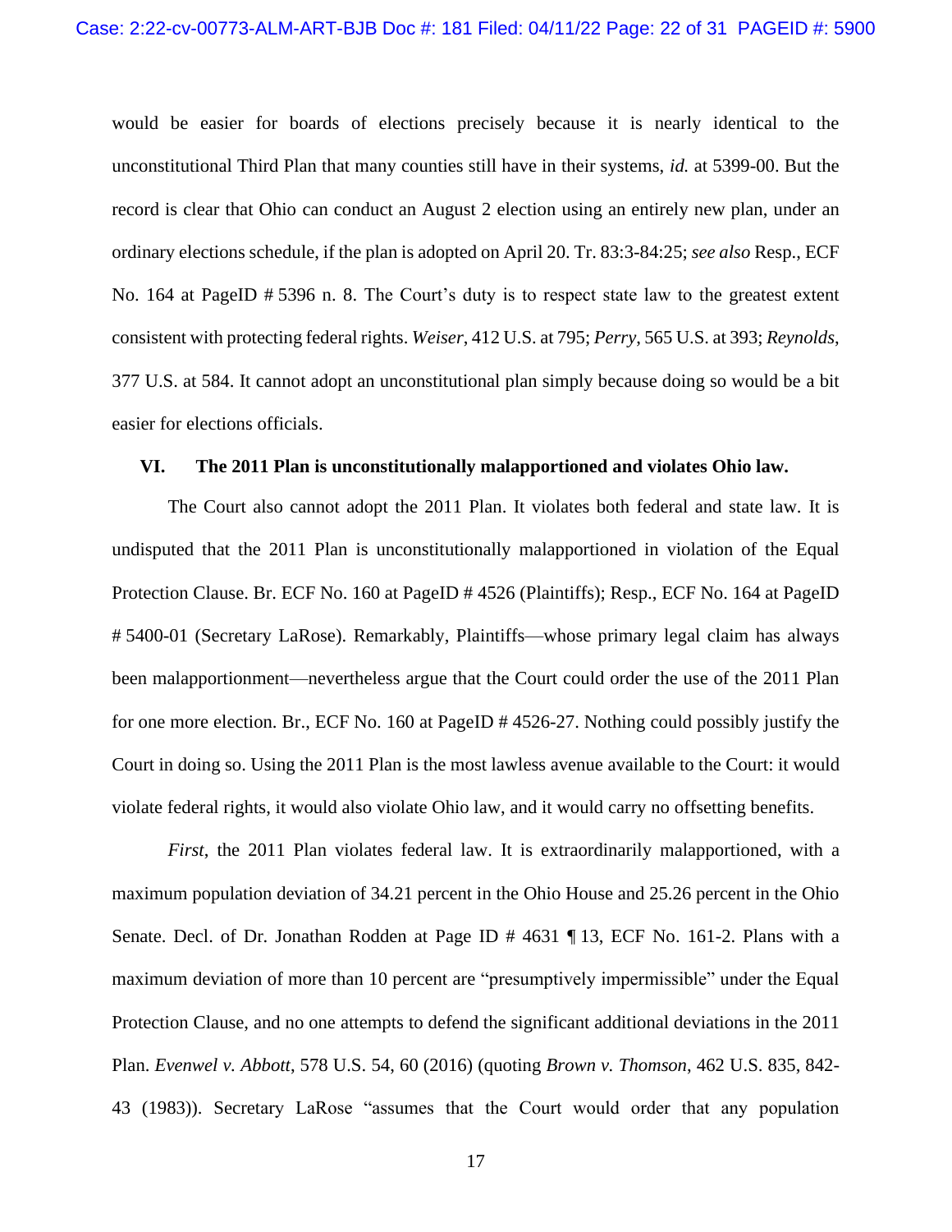would be easier for boards of elections precisely because it is nearly identical to the unconstitutional Third Plan that many counties still have in their systems, *id.* at 5399-00. But the record is clear that Ohio can conduct an August 2 election using an entirely new plan, under an ordinary elections schedule, if the plan is adopted on April 20. Tr. 83:3-84:25; *see also* Resp., ECF No. 164 at PageID # 5396 n. 8. The Court's duty is to respect state law to the greatest extent consistent with protecting federal rights. *Weiser*, 412 U.S. at 795; *Perry*, 565 U.S. at 393; *Reynolds*, 377 U.S. at 584. It cannot adopt an unconstitutional plan simply because doing so would be a bit easier for elections officials.

### VI. The 2011 Plan is unconstitutionally malapportioned and violates Ohio law.

The Court also cannot adopt the 2011 Plan. It violates both federal and state law. It is undisputed that the 2011 Plan is unconstitutionally malapportioned in violation of the Equal Protection Clause. Br. ECF No. 160 at PageID # 4526 (Plaintiffs); Resp., ECF No. 164 at PageID # 5400-01 (Secretary LaRose). Remarkably, Plaintiffs—whose primary legal claim has always been malapportionment—nevertheless argue that the Court could order the use of the 2011 Plan for one more election. Br., ECF No. 160 at PageID # 4526-27. Nothing could possibly justify the Court in doing so. Using the 2011 Plan is the most lawless avenue available to the Court: it would violate federal rights, it would also violate Ohio law, and it would carry no offsetting benefits.

*First*, the 2011 Plan violates federal law. It is extraordinarily malapportioned, with a maximum population deviation of 34.21 percent in the Ohio House and 25.26 percent in the Ohio Senate. Decl. of Dr. Jonathan Rodden at Page ID # 4631 ¶ 13, ECF No. 161-2. Plans with a maximum deviation of more than 10 percent are "presumptively impermissible" under the Equal Protection Clause, and no one attempts to defend the significant additional deviations in the 2011 Plan. *Evenwel v. Abbott*, 578 U.S. 54, 60 (2016) (quoting *Brown v. Thomson*, 462 U.S. 835, 842-43 (1983)). Secretary LaRose "assumes that the Court would order that any population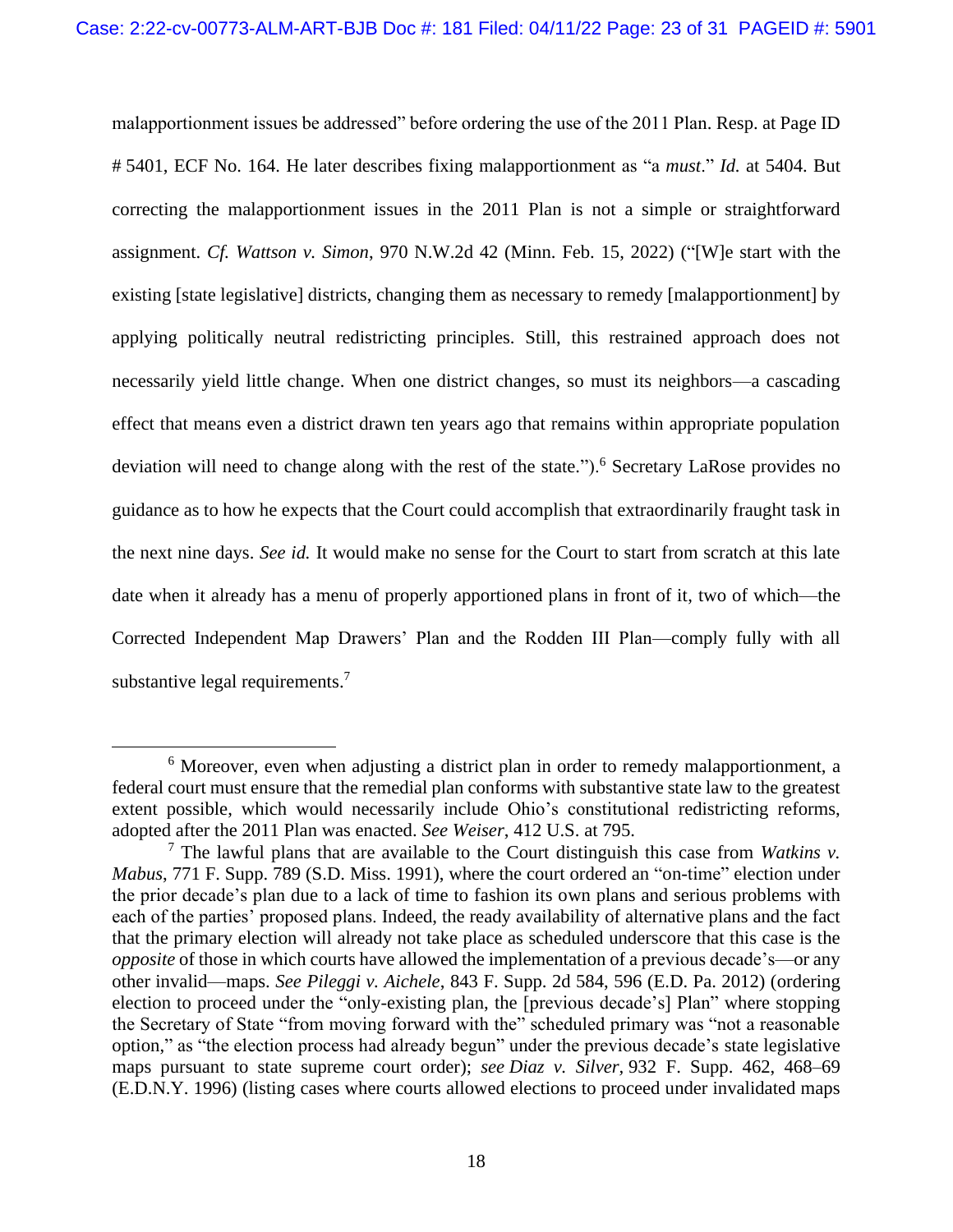malapportionment issues be addressed" before ordering the use of the 2011 Plan. Resp. at Page ID # 5401, ECF No. 164. He later describes fixing malapportionment as "a *must*." *Id.* at 5404. But correcting the malapportionment issues in the 2011 Plan is not a simple or straightforward assignment. *Cf. Wattson v. Simon*, 970 N.W.2d 42 (Minn. Feb. 15, 2022) ("[W]e start with the existing [state legislative] districts, changing them as necessary to remedy [malapportionment] by applying politically neutral redistricting principles. Still, this restrained approach does not necessarily yield little change. When one district changes, so must its neighbors—a cascading effect that means even a district drawn ten years ago that remains within appropriate population deviation will need to change along with the rest of the state.").[6] Secretary LaRose provides no guidance as to how he expects that the Court could accomplish that extraordinarily fraught task in the next nine days. *See id.* It would make no sense for the Court to start from scratch at this late date when it already has a menu of properly apportioned plans in front of it, two of which—the Corrected Independent Map Drawers' Plan and the Rodden III Plan—comply fully with all substantive legal requirements.[7]

---

[6] Moreover, even when adjusting a district plan in order to remedy malapportionment, a federal court must ensure that the remedial plan conforms with substantive state law to the greatest extent possible, which would necessarily include Ohio's constitutional redistricting reforms, adopted after the 2011 Plan was enacted. *See Weiser*, 412 U.S. at 795.

[7] The lawful plans that are available to the Court distinguish this case from *Watkins v. Mabus*, 771 F. Supp. 789 (S.D. Miss. 1991), where the court ordered an "on-time" election under the prior decade's plan due to a lack of time to fashion its own plans and serious problems with each of the parties' proposed plans. Indeed, the ready availability of alternative plans and the fact that the primary election will already not take place as scheduled underscore that this case is the *opposite* of those in which courts have allowed the implementation of a previous decade's—or any other invalid—maps. *See Pileggi v. Aichele*, 843 F. Supp. 2d 584, 596 (E.D. Pa. 2012) (ordering election to proceed under the "only-existing plan, the [previous decade's] Plan" where stopping the Secretary of State "from moving forward with the" scheduled primary was "not a reasonable option," as "the election process had already begun" under the previous decade's state legislative maps pursuant to state supreme court order); *see Diaz v. Silver*, 932 F. Supp. 462, 468–69 (E.D.N.Y. 1996) (listing cases where courts allowed elections to proceed under invalidated maps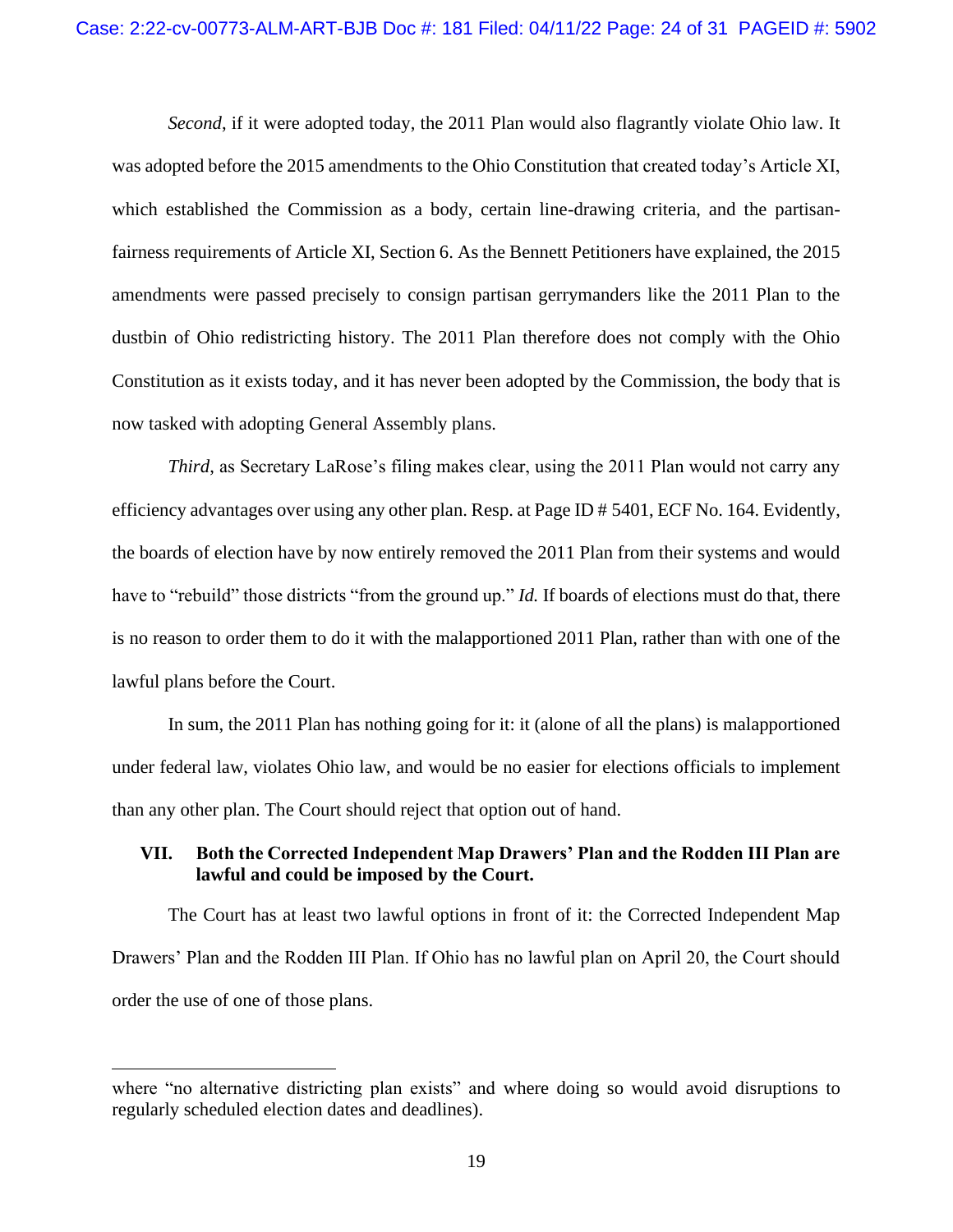*Second*, if it were adopted today, the 2011 Plan would also flagrantly violate Ohio law. It was adopted before the 2015 amendments to the Ohio Constitution that created today's Article XI, which established the Commission as a body, certain line-drawing criteria, and the partisan-fairness requirements of Article XI, Section 6. As the Bennett Petitioners have explained, the 2015 amendments were passed precisely to consign partisan gerrymanders like the 2011 Plan to the dustbin of Ohio redistricting history. The 2011 Plan therefore does not comply with the Ohio Constitution as it exists today, and it has never been adopted by the Commission, the body that is now tasked with adopting General Assembly plans.

*Third*, as Secretary LaRose's filing makes clear, using the 2011 Plan would not carry any efficiency advantages over using any other plan. Resp. at Page ID # 5401, ECF No. 164. Evidently, the boards of election have by now entirely removed the 2011 Plan from their systems and would have to "rebuild" those districts "from the ground up." *Id.* If boards of elections must do that, there is no reason to order them to do it with the malapportioned 2011 Plan, rather than with one of the lawful plans before the Court.

In sum, the 2011 Plan has nothing going for it: it (alone of all the plans) is malapportioned under federal law, violates Ohio law, and would be no easier for elections officials to implement than any other plan. The Court should reject that option out of hand.

### VII. Both the Corrected Independent Map Drawers' Plan and the Rodden III Plan are lawful and could be imposed by the Court.

The Court has at least two lawful options in front of it: the Corrected Independent Map Drawers' Plan and the Rodden III Plan. If Ohio has no lawful plan on April 20, the Court should order the use of one of those plans.

---

where "no alternative districting plan exists" and where doing so would avoid disruptions to regularly scheduled election dates and deadlines).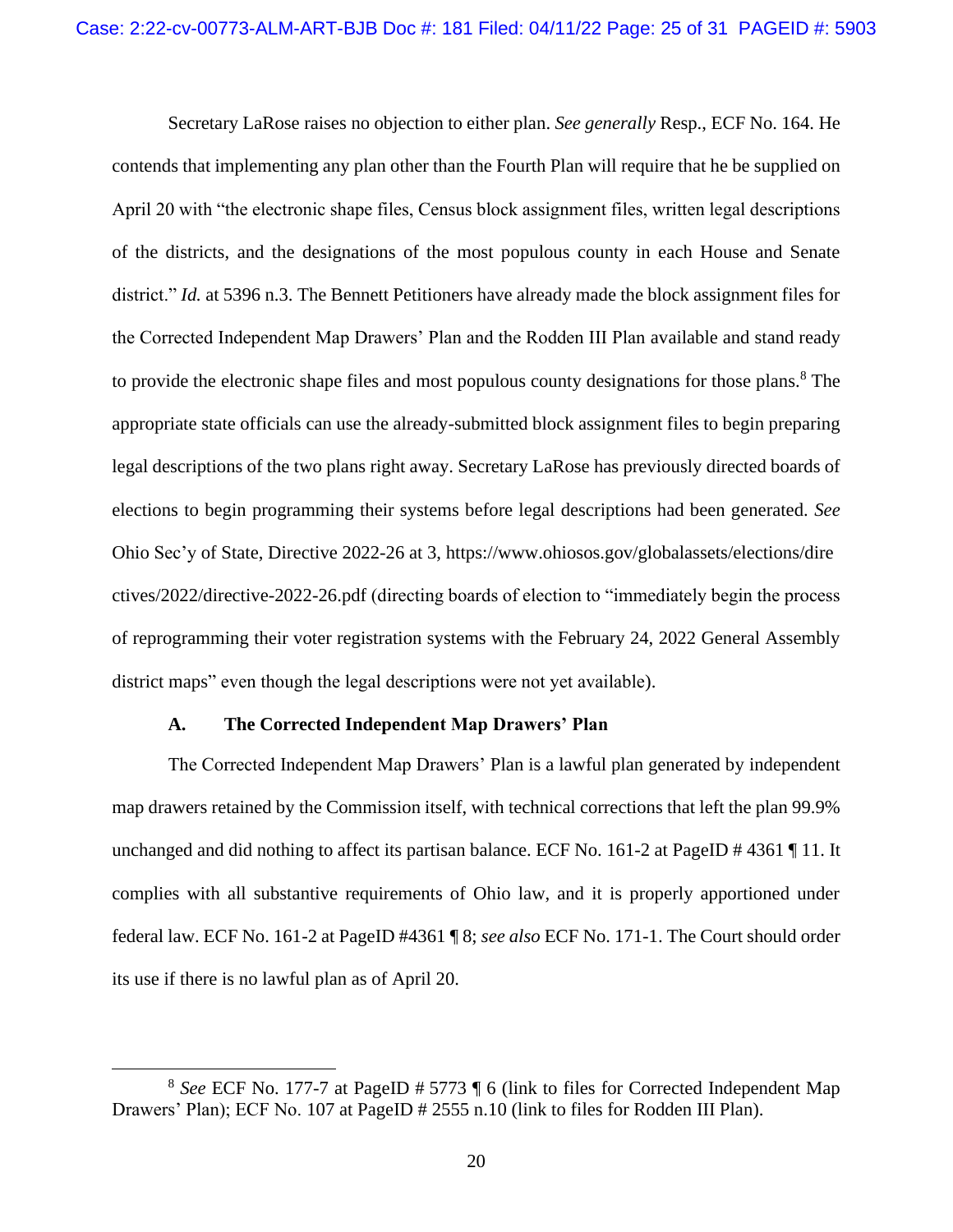Secretary LaRose raises no objection to either plan. *See generally* Resp., ECF No. 164. He contends that implementing any plan other than the Fourth Plan will require that he be supplied on April 20 with "the electronic shape files, Census block assignment files, written legal descriptions of the districts, and the designations of the most populous county in each House and Senate district." *Id.* at 5396 n.3. The Bennett Petitioners have already made the block assignment files for the Corrected Independent Map Drawers' Plan and the Rodden III Plan available and stand ready to provide the electronic shape files and most populous county designations for those plans.[8] The appropriate state officials can use the already-submitted block assignment files to begin preparing legal descriptions of the two plans right away. Secretary LaRose has previously directed boards of elections to begin programming their systems before legal descriptions had been generated. *See* Ohio Sec'y of State, Directive 2022-26 at 3, https://www.ohiosos.gov/globalassets/elections/directives/2022/directive-2022-26.pdf (directing boards of election to "immediately begin the process of reprogramming their voter registration systems with the February 24, 2022 General Assembly district maps" even though the legal descriptions were not yet available).

### A. The Corrected Independent Map Drawers' Plan

The Corrected Independent Map Drawers' Plan is a lawful plan generated by independent map drawers retained by the Commission itself, with technical corrections that left the plan 99.9% unchanged and did nothing to affect its partisan balance. ECF No. 161-2 at PageID # 4361 ¶ 11. It complies with all substantive requirements of Ohio law, and it is properly apportioned under federal law. ECF No. 161-2 at PageID #4361 ¶ 8; *see also* ECF No. 171-1. The Court should order its use if there is no lawful plan as of April 20.

---

[8] *See* ECF No. 177-7 at PageID # 5773 ¶ 6 (link to files for Corrected Independent Map Drawers' Plan); ECF No. 107 at PageID # 2555 n.10 (link to files for Rodden III Plan).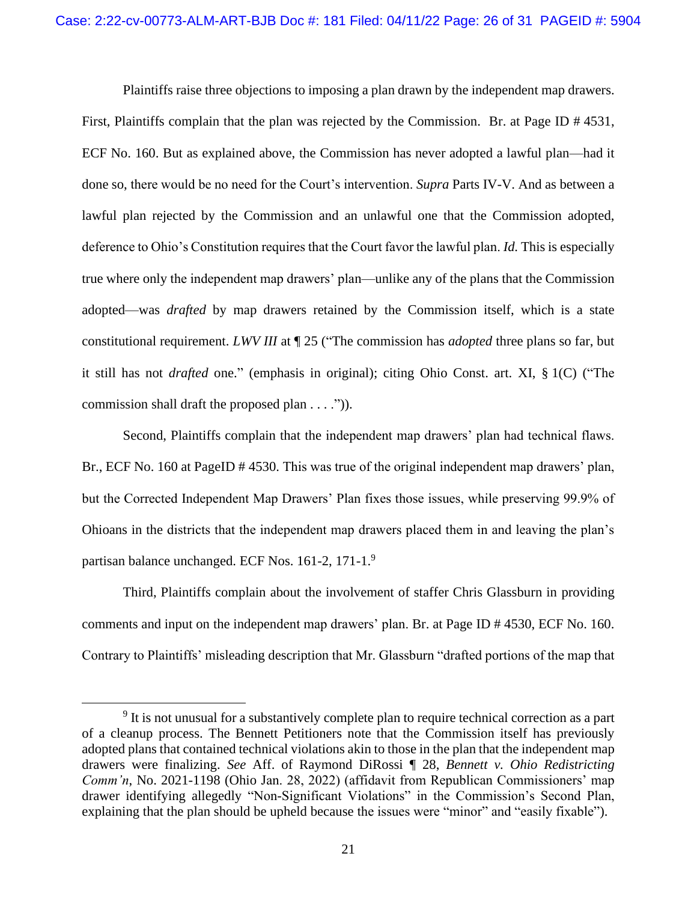Plaintiffs raise three objections to imposing a plan drawn by the independent map drawers. First, Plaintiffs complain that the plan was rejected by the Commission. Br. at Page ID # 4531, ECF No. 160. But as explained above, the Commission has never adopted a lawful plan—had it done so, there would be no need for the Court's intervention. *Supra* Parts IV-V. And as between a lawful plan rejected by the Commission and an unlawful one that the Commission adopted, deference to Ohio's Constitution requires that the Court favor the lawful plan. *Id.* This is especially true where only the independent map drawers' plan—unlike any of the plans that the Commission adopted—was *drafted* by map drawers retained by the Commission itself, which is a state constitutional requirement. *LWV III* at ¶ 25 ("The commission has *adopted* three plans so far, but it still has not *drafted* one." (emphasis in original); citing Ohio Const. art. XI, § 1(C) ("The commission shall draft the proposed plan . . . .")).

Second, Plaintiffs complain that the independent map drawers' plan had technical flaws. Br., ECF No. 160 at PageID # 4530. This was true of the original independent map drawers' plan, but the Corrected Independent Map Drawers' Plan fixes those issues, while preserving 99.9% of Ohioans in the districts that the independent map drawers placed them in and leaving the plan's partisan balance unchanged. ECF Nos. 161-2, 171-1.[9]

Third, Plaintiffs complain about the involvement of staffer Chris Glassburn in providing comments and input on the independent map drawers' plan. Br. at Page ID # 4530, ECF No. 160. Contrary to Plaintiffs' misleading description that Mr. Glassburn "drafted portions of the map that

---

[9] It is not unusual for a substantively complete plan to require technical correction as a part of a cleanup process. The Bennett Petitioners note that the Commission itself has previously adopted plans that contained technical violations akin to those in the plan that the independent map drawers were finalizing. *See* Aff. of Raymond DiRossi ¶ 28, *Bennett v. Ohio Redistricting Comm'n*, No. 2021-1198 (Ohio Jan. 28, 2022) (affidavit from Republican Commissioners' map drawer identifying allegedly "Non-Significant Violations" in the Commission's Second Plan, explaining that the plan should be upheld because the issues were "minor" and "easily fixable").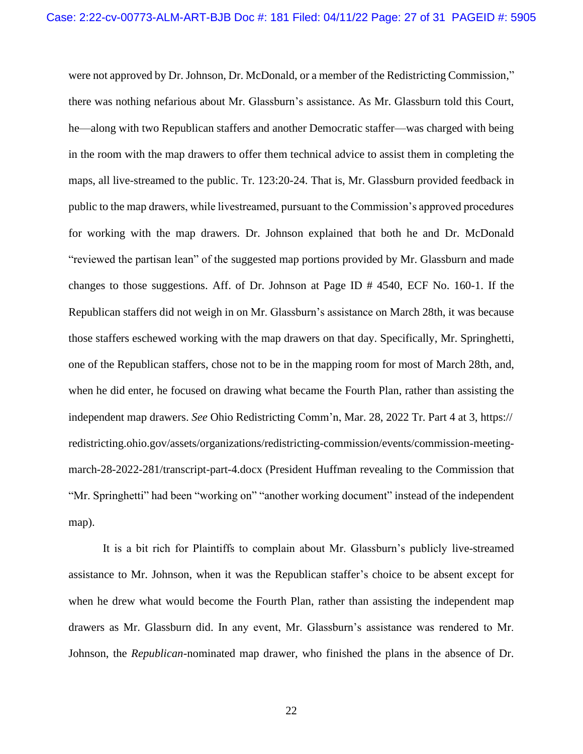were not approved by Dr. Johnson, Dr. McDonald, or a member of the Redistricting Commission," there was nothing nefarious about Mr. Glassburn's assistance. As Mr. Glassburn told this Court, he—along with two Republican staffers and another Democratic staffer—was charged with being in the room with the map drawers to offer them technical advice to assist them in completing the maps, all live-streamed to the public. Tr. 123:20-24. That is, Mr. Glassburn provided feedback in public to the map drawers, while livestreamed, pursuant to the Commission's approved procedures for working with the map drawers. Dr. Johnson explained that both he and Dr. McDonald "reviewed the partisan lean" of the suggested map portions provided by Mr. Glassburn and made changes to those suggestions. Aff. of Dr. Johnson at Page ID # 4540, ECF No. 160-1. If the Republican staffers did not weigh in on Mr. Glassburn's assistance on March 28th, it was because those staffers eschewed working with the map drawers on that day. Specifically, Mr. Springhetti, one of the Republican staffers, chose not to be in the mapping room for most of March 28th, and, when he did enter, he focused on drawing what became the Fourth Plan, rather than assisting the independent map drawers. *See* Ohio Redistricting Comm'n, Mar. 28, 2022 Tr. Part 4 at 3, https://redistricting.ohio.gov/assets/organizations/redistricting-commission/events/commission-meeting-march-28-2022-281/transcript-part-4.docx (President Huffman revealing to the Commission that "Mr. Springhetti" had been "working on" "another working document" instead of the independent map).

It is a bit rich for Plaintiffs to complain about Mr. Glassburn's publicly live-streamed assistance to Mr. Johnson, when it was the Republican staffer's choice to be absent except for when he drew what would become the Fourth Plan, rather than assisting the independent map drawers as Mr. Glassburn did. In any event, Mr. Glassburn's assistance was rendered to Mr. Johnson, the *Republican*-nominated map drawer, who finished the plans in the absence of Dr.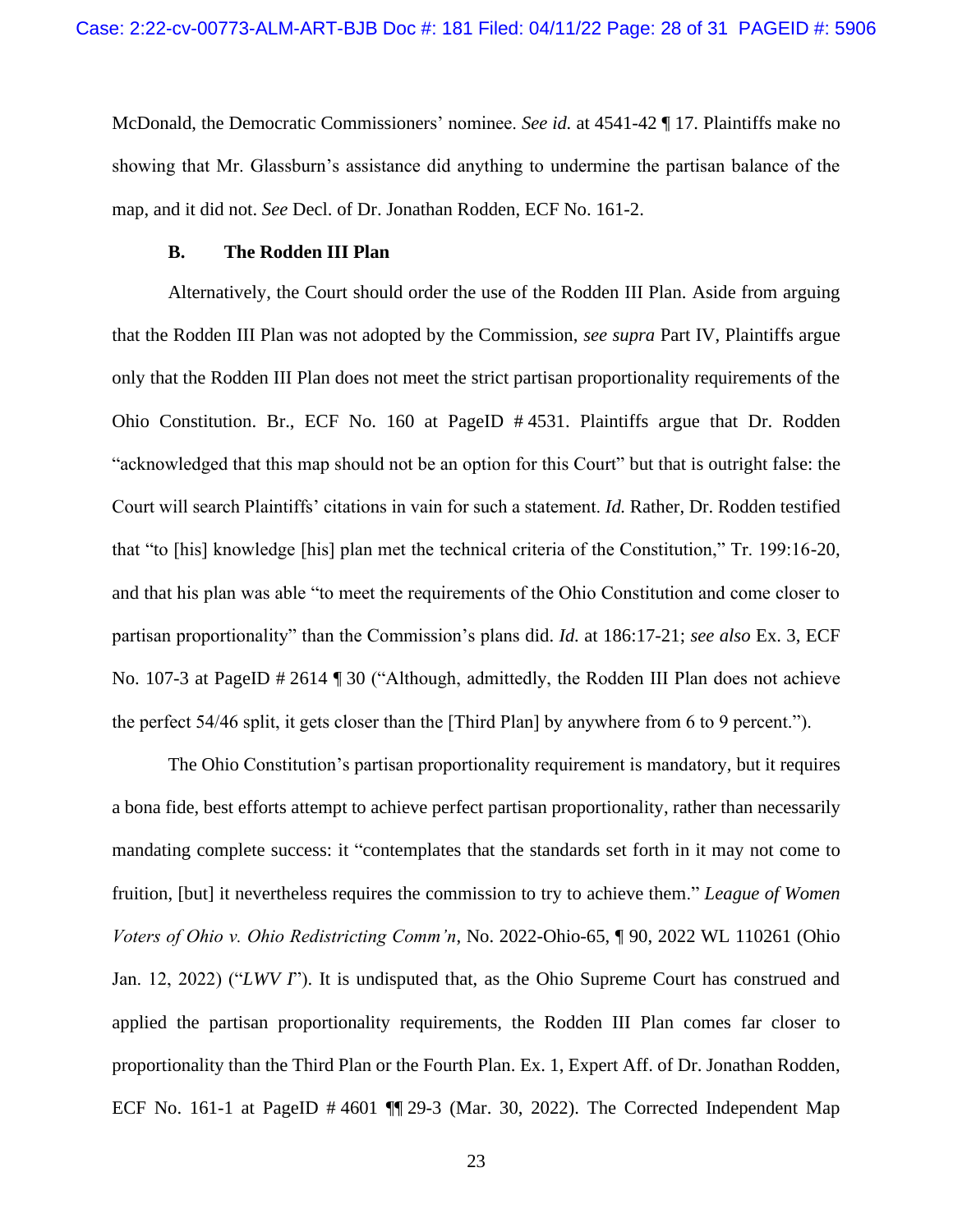McDonald, the Democratic Commissioners' nominee. *See id.* at 4541-42 ¶ 17. Plaintiffs make no showing that Mr. Glassburn's assistance did anything to undermine the partisan balance of the map, and it did not. *See* Decl. of Dr. Jonathan Rodden, ECF No. 161-2.

### B. The Rodden III Plan

Alternatively, the Court should order the use of the Rodden III Plan. Aside from arguing that the Rodden III Plan was not adopted by the Commission, *see supra* Part IV, Plaintiffs argue only that the Rodden III Plan does not meet the strict partisan proportionality requirements of the Ohio Constitution. Br., ECF No. 160 at PageID # 4531. Plaintiffs argue that Dr. Rodden "acknowledged that this map should not be an option for this Court" but that is outright false: the Court will search Plaintiffs' citations in vain for such a statement. *Id.* Rather, Dr. Rodden testified that "to [his] knowledge [his] plan met the technical criteria of the Constitution," Tr. 199:16-20, and that his plan was able "to meet the requirements of the Ohio Constitution and come closer to partisan proportionality" than the Commission's plans did. *Id.* at 186:17-21; *see also* Ex. 3, ECF No. 107-3 at PageID # 2614 ¶ 30 ("Although, admittedly, the Rodden III Plan does not achieve the perfect 54/46 split, it gets closer than the [Third Plan] by anywhere from 6 to 9 percent.").

The Ohio Constitution's partisan proportionality requirement is mandatory, but it requires a bona fide, best efforts attempt to achieve perfect partisan proportionality, rather than necessarily mandating complete success: it "contemplates that the standards set forth in it may not come to fruition, [but] it nevertheless requires the commission to try to achieve them." *League of Women Voters of Ohio v. Ohio Redistricting Comm'n*, No. 2022-Ohio-65, ¶ 90, 2022 WL 110261 (Ohio Jan. 12, 2022) ("*LWV I*"). It is undisputed that, as the Ohio Supreme Court has construed and applied the partisan proportionality requirements, the Rodden III Plan comes far closer to proportionality than the Third Plan or the Fourth Plan. Ex. 1, Expert Aff. of Dr. Jonathan Rodden, ECF No. 161-1 at PageID # 4601 ¶¶ 29-3 (Mar. 30, 2022). The Corrected Independent Map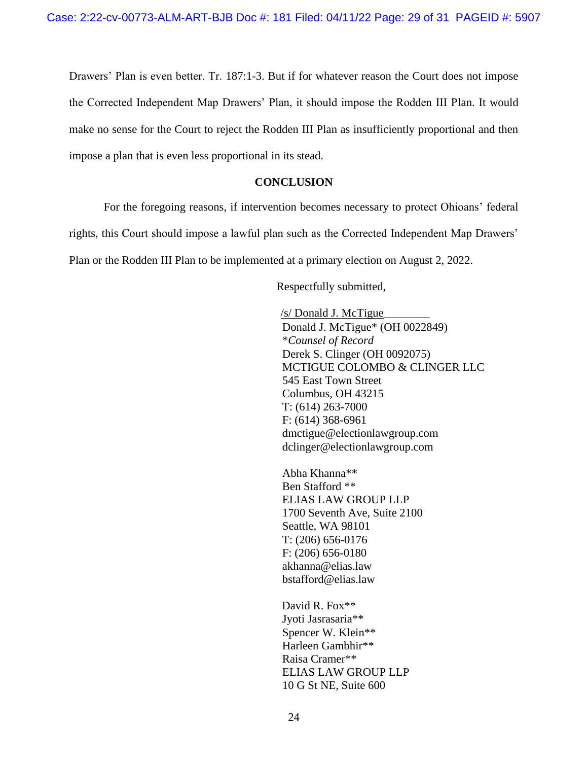Drawers' Plan is even better. Tr. 187:1-3. But if for whatever reason the Court does not impose the Corrected Independent Map Drawers' Plan, it should impose the Rodden III Plan. It would make no sense for the Court to reject the Rodden III Plan as insufficiently proportional and then impose a plan that is even less proportional in its stead.

## CONCLUSION

For the foregoing reasons, if intervention becomes necessary to protect Ohioans' federal rights, this Court should impose a lawful plan such as the Corrected Independent Map Drawers' Plan or the Rodden III Plan to be implemented at a primary election on August 2, 2022.

Respectfully submitted,

/s/ Donald J. McTigue\_\_\_\_\_\_\_\_
Donald J. McTigue* (OH 0022849)
**Counsel of Record*
Derek S. Clinger (OH 0092075)
MCTIGUE COLOMBO & CLINGER LLC
545 East Town Street
Columbus, OH 43215
T: (614) 263-7000
F: (614) 368-6961
dmctigue@electionlawgroup.com
dclinger@electionlawgroup.com

Abha Khanna**
Ben Stafford **
ELIAS LAW GROUP LLP
1700 Seventh Ave, Suite 2100
Seattle, WA 98101
T: (206) 656-0176
F: (206) 656-0180
akhanna@elias.law
bstafford@elias.law

David R. Fox**
Jyoti Jasrasaria**
Spencer W. Klein**
Harleen Gambhir**
Raisa Cramer**
ELIAS LAW GROUP LLP
10 G St NE, Suite 600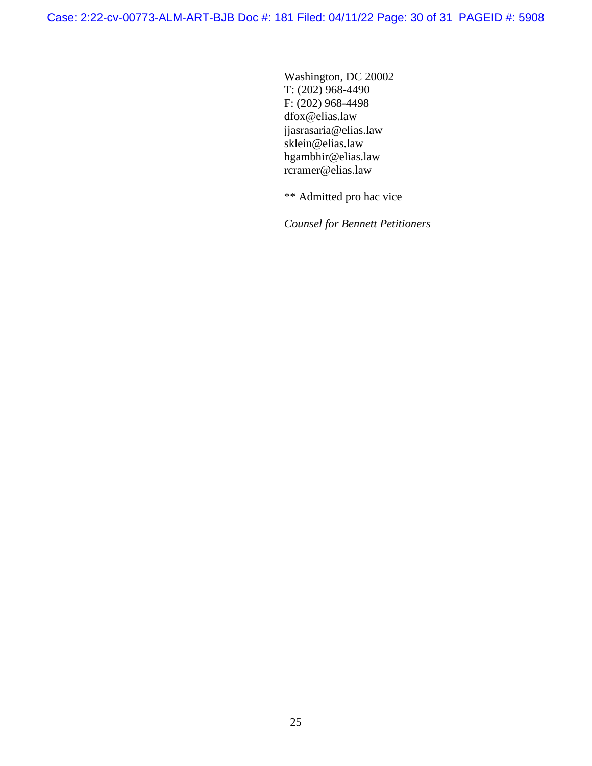Washington, DC 20002
T: (202) 968-4490
F: (202) 968-4498
dfox@elias.law
jjasrasaria@elias.law
sklein@elias.law
hgambhir@elias.law
rcramer@elias.law

** Admitted pro hac vice

*Counsel for Bennett Petitioners*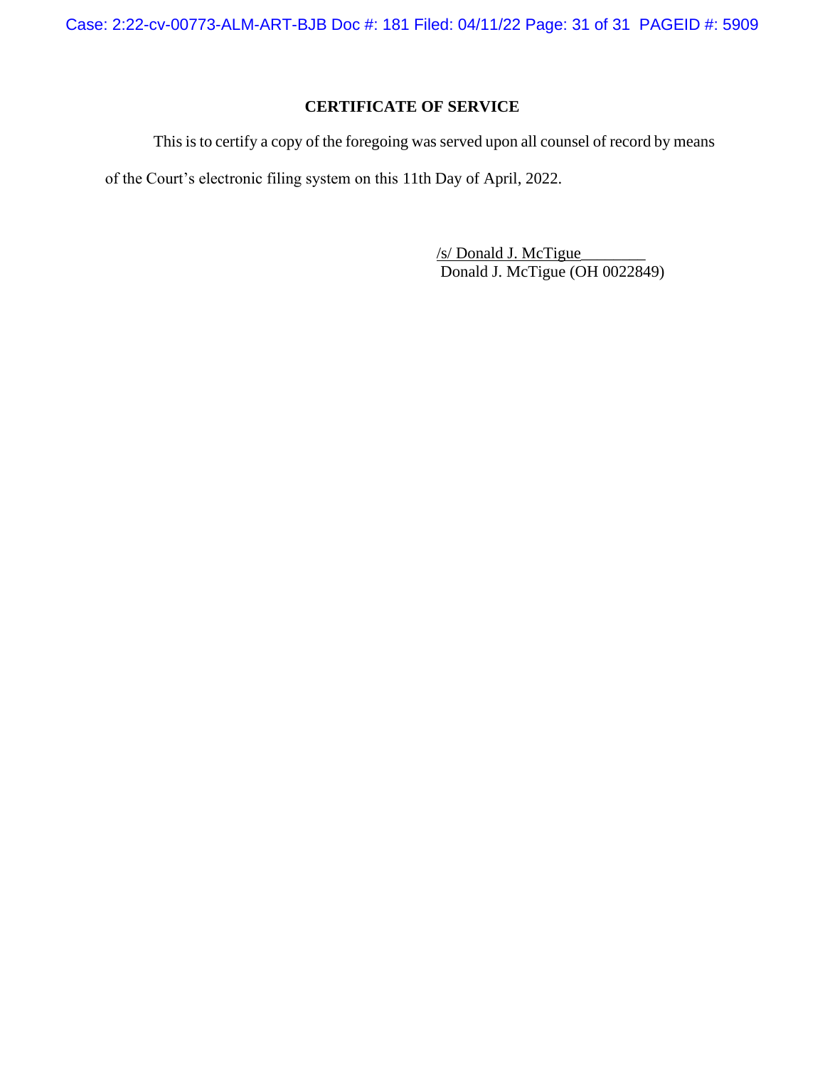## CERTIFICATE OF SERVICE

This is to certify a copy of the foregoing was served upon all counsel of record by means of the Court's electronic filing system on this 11th Day of April, 2022.

/s/ Donald J. McTigue________
Donald J. McTigue (OH 0022849)